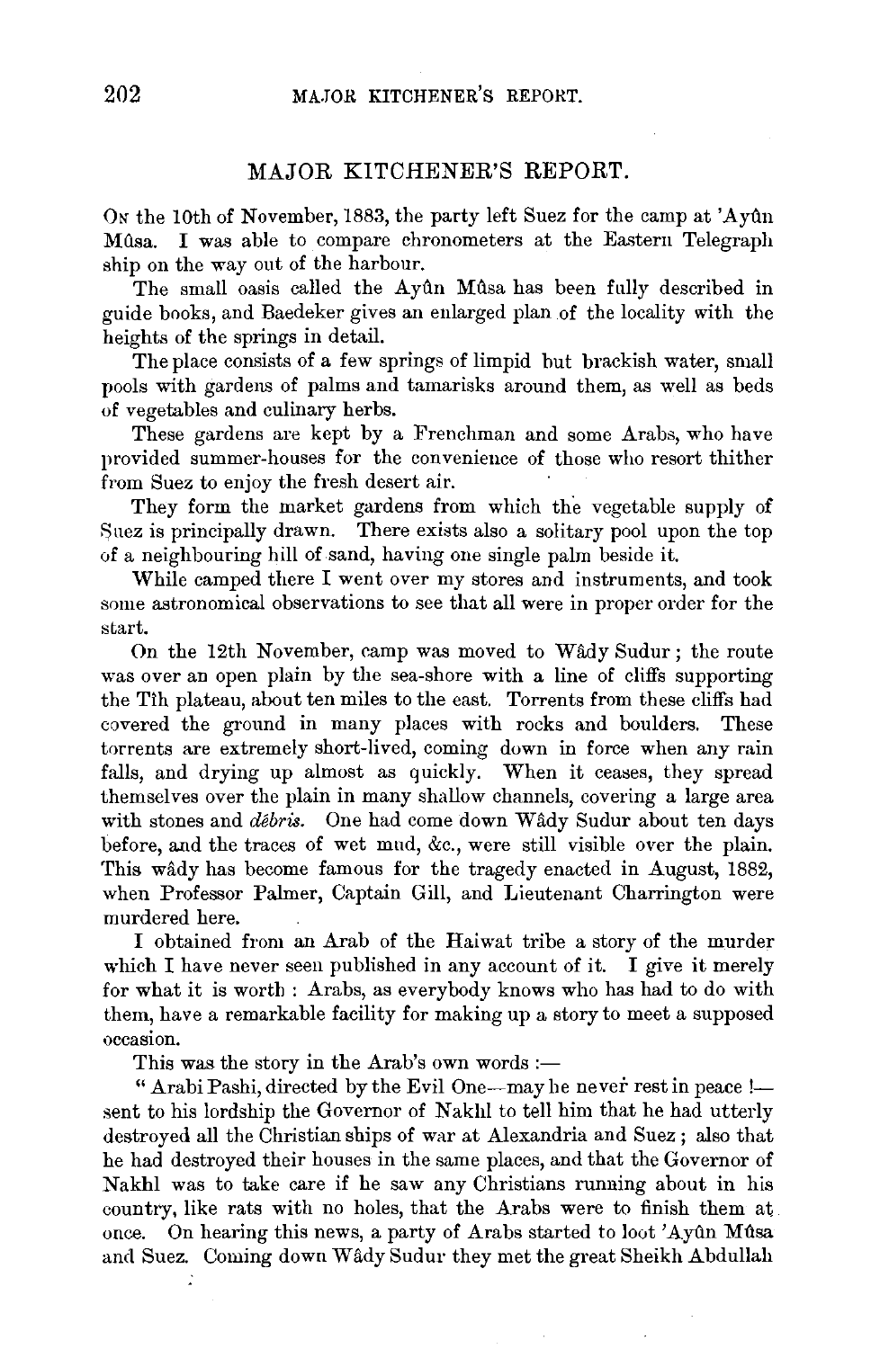# MAJOR KITCHENER'S REPORT.

On the 10th of November, 1883, the party left Suez for the camp at 'Ayûn Mûsa. I was able to compare chronometers at the Eastern Telegraph ship on the way out of the harbour.

The small oasis called the Ayûn Mûsa has been fully described in guide books, and Baedeker gives an enlarged plan of the locality with the heights of the springs in detail.

The place consists of a few springs of limpid but brackish water, small pools with gardens of palms and tamarisks around them, as well as beds of vegetables and culinary herbs.

These gardens are kept by a Frenchman and some Arabs, who have provided summer-houses for the convenience of those who resort thither from Suez to enjoy the fresh desert air.

They form the market gardens from which the vegetable supply of Suez is principally drawn. There exists also a solitary pool upon the top of a neighbouring hill of sand, having one single palm beside it.

While camped there I went over my stores and instruments, and took some astronomical observations to see that all were in proper order for the start.

On the 12th November, camp was moved to Wâdy Sudur; the route was over an open plain by the sea-shore with a line of cliffs supporting the Tîh plateau, about ten miles to the east. Torrents from these cliffs had covered the ground in many places with rocks and boulders. These torrents are extremely short-lived, coming down in force when any rain falls, and drying up almost as quickly. When it ceases, they spread themselves over the plain in many shallow channels, covering a large area with stones and *débris*. One had come down Wâdy Sudur about ten days before, and the traces of wet mud, &c., were still visible over the plain. This wâdy has become famous for the tragedy enacted in August, 1882, when Professor Palmer, Captain Gill, and Lieutenant Charrington were murdered here.

I obtained from an Arab of the Haiwat tribe a story of the murder which I have never seen published in any account of it. I give it merely for what it is worth: Arabs, as everybody knows who has had to do with them, have a remarkable facility for making up a story to meet a supposed occasion.

This was the story in the Arab's own words:—

"Arabi Pashi, directed by the Evil One—may he never rest in peace!—sent to his lordship the Governor of Nakhl to tell him that he had utterly destroyed all the Christian ships of war at Alexandria and Suez; also that he had destroyed their houses in the same places, and that the Governor of Nakhl was to take care if he saw any Christians running about in his country, like rats with no holes, that the Arabs were to finish them at once. On hearing this news, a party of Arabs started to loot 'Ayûn Mûsa and Suez. Coming down Wâdy Sudur they met the great Sheikh Abdullah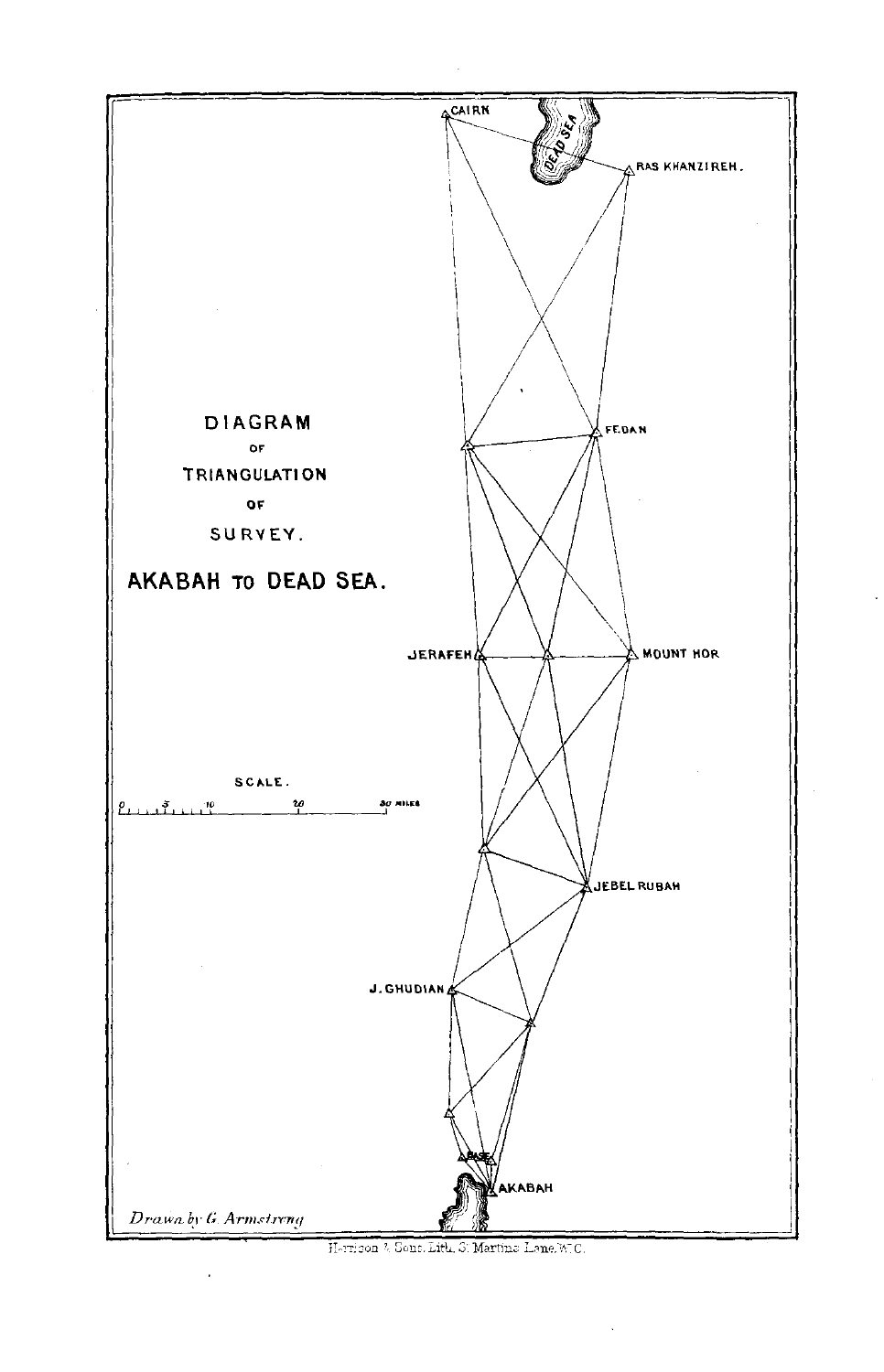# DIAGRAM

OF

# TRIANGULATION

OF

# SURVEY.

## AKABAH TO DEAD SEA.

CAIRN

DEAD SEA

RAS KHANZIREH.

FEDAN

JERAFEH

MOUNT HOR

SCALE.

0 5 10 20 30 MILES

JEBEL RUBAH

J. GHUDIAN

BASE

AKABAH

*Drawn by G. Armstrong*

Harrison & Sons, Lith. St Martins Lane, W.C.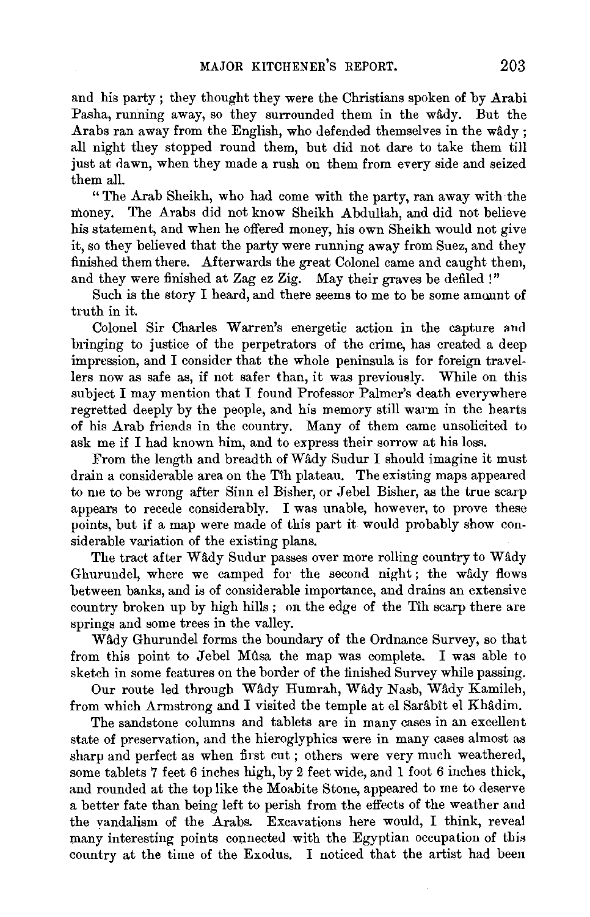and his party; they thought they were the Christians spoken of by Arabi Pasha, running away, so they surrounded them in the wâdy. But the Arabs ran away from the English, who defended themselves in the wâdy; all night they stopped round them, but did not dare to take them till just at dawn, when they made a rush on them from every side and seized them all.

"The Arab Sheikh, who had come with the party, ran away with the money. The Arabs did not know Sheikh Abdullah, and did not believe his statement, and when he offered money, his own Sheikh would not give it, so they believed that the party were running away from Suez, and they finished them there. Afterwards the great Colonel came and caught them, and they were finished at Zag ez Zig. May their graves be defiled!"

Such is the story I heard, and there seems to me to be some amount of truth in it.

Colonel Sir Charles Warren's energetic action in the capture and bringing to justice of the perpetrators of the crime, has created a deep impression, and I consider that the whole peninsula is for foreign travellers now as safe as, if not safer than, it was previously. While on this subject I may mention that I found Professor Palmer's death everywhere regretted deeply by the people, and his memory still warm in the hearts of his Arab friends in the country. Many of them came unsolicited to ask me if I had known him, and to express their sorrow at his loss.

From the length and breadth of Wâdy Sudur I should imagine it must drain a considerable area on the Tîh plateau. The existing maps appeared to me to be wrong after Sinn el Bisher, or Jebel Bisher, as the true scarp appears to recede considerably. I was unable, however, to prove these points, but if a map were made of this part it would probably show considerable variation of the existing plans.

The tract after Wâdy Sudur passes over more rolling country to Wâdy Ghurundel, where we camped for the second night; the wâdy flows between banks, and is of considerable importance, and drains an extensive country broken up by high hills; on the edge of the Tîh scarp there are springs and some trees in the valley.

Wâdy Ghurundel forms the boundary of the Ordnance Survey, so that from this point to Jebel Mûsa the map was complete. I was able to sketch in some features on the border of the finished Survey while passing.

Our route led through Wâdy Humrah, Wâdy Nasb, Wâdy Kamileh, from which Armstrong and I visited the temple at el Sarâbît el Khâdim.

The sandstone columns and tablets are in many cases in an excellent state of preservation, and the hieroglyphics were in many cases almost as sharp and perfect as when first cut; others were very much weathered, some tablets 7 feet 6 inches high, by 2 feet wide, and 1 foot 6 inches thick, and rounded at the top like the Moabite Stone, appeared to me to deserve a better fate than being left to perish from the effects of the weather and the vandalism of the Arabs. Excavations here would, I think, reveal many interesting points connected with the Egyptian occupation of this country at the time of the Exodus. I noticed that the artist had been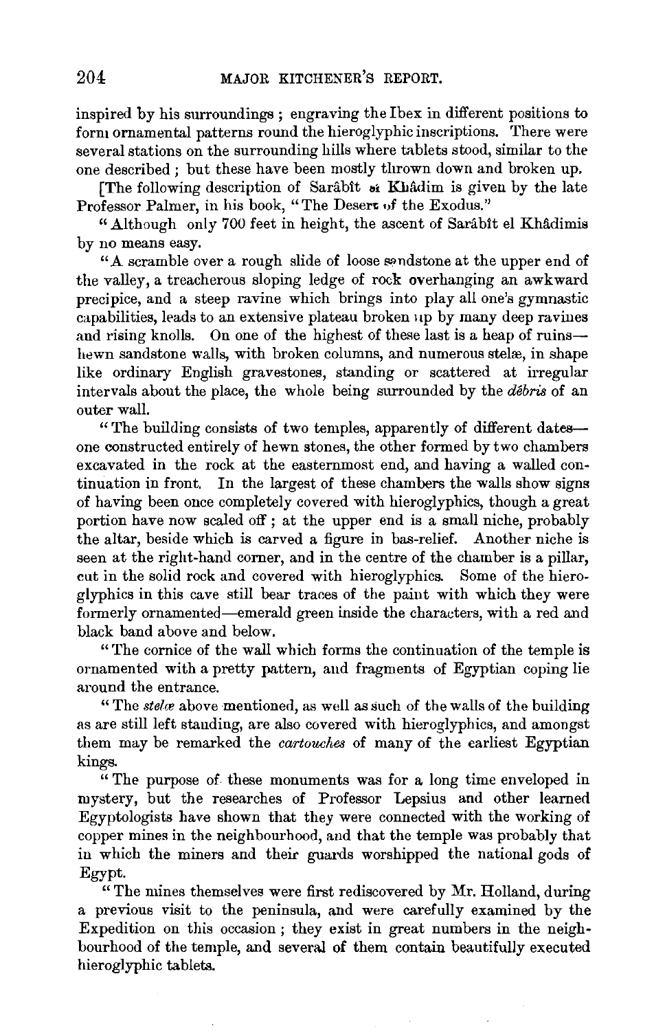inspired by his surroundings; engraving the Ibex in different positions to form ornamental patterns round the hieroglyphic inscriptions. There were several stations on the surrounding hills where tablets stood, similar to the one described; but these have been mostly thrown down and broken up.

[The following description of Sarâbît el Khâdim is given by the late Professor Palmer, in his book, "The Desert of the Exodus."

"Although only 700 feet in height, the ascent of Sarâbît el Khâdimis by no means easy.

"A scramble over a rough slide of loose sandstone at the upper end of the valley, a treacherous sloping ledge of rock overhanging an awkward precipice, and a steep ravine which brings into play all one's gymnastic capabilities, leads to an extensive plateau broken up by many deep ravines and rising knolls. On one of the highest of these last is a heap of ruins—hewn sandstone walls, with broken columns, and numerous stelæ, in shape like ordinary English gravestones, standing or scattered at irregular intervals about the place, the whole being surrounded by the *débris* of an outer wall.

"The building consists of two temples, apparently of different dates—one constructed entirely of hewn stones, the other formed by two chambers excavated in the rock at the easternmost end, and having a walled continuation in front. In the largest of these chambers the walls show signs of having been once completely covered with hieroglyphics, though a great portion have now scaled off; at the upper end is a small niche, probably the altar, beside which is carved a figure in bas-relief. Another niche is seen at the right-hand corner, and in the centre of the chamber is a pillar, cut in the solid rock and covered with hieroglyphics. Some of the hieroglyphics in this cave still bear traces of the paint with which they were formerly ornamented—emerald green inside the characters, with a red and black band above and below.

"The cornice of the wall which forms the continuation of the temple is ornamented with a pretty pattern, and fragments of Egyptian coping lie around the entrance.

"The *stelæ* above mentioned, as well as such of the walls of the building as are still left standing, are also covered with hieroglyphics, and amongst them may be remarked the *cartouches* of many of the earliest Egyptian kings.

"The purpose of these monuments was for a long time enveloped in mystery, but the researches of Professor Lepsius and other learned Egyptologists have shown that they were connected with the working of copper mines in the neighbourhood, and that the temple was probably that in which the miners and their guards worshipped the national gods of Egypt.

"The mines themselves were first rediscovered by Mr. Holland, during a previous visit to the peninsula, and were carefully examined by the Expedition on this occasion; they exist in great numbers in the neighbourhood of the temple, and several of them contain beautifully executed hieroglyphic tablets.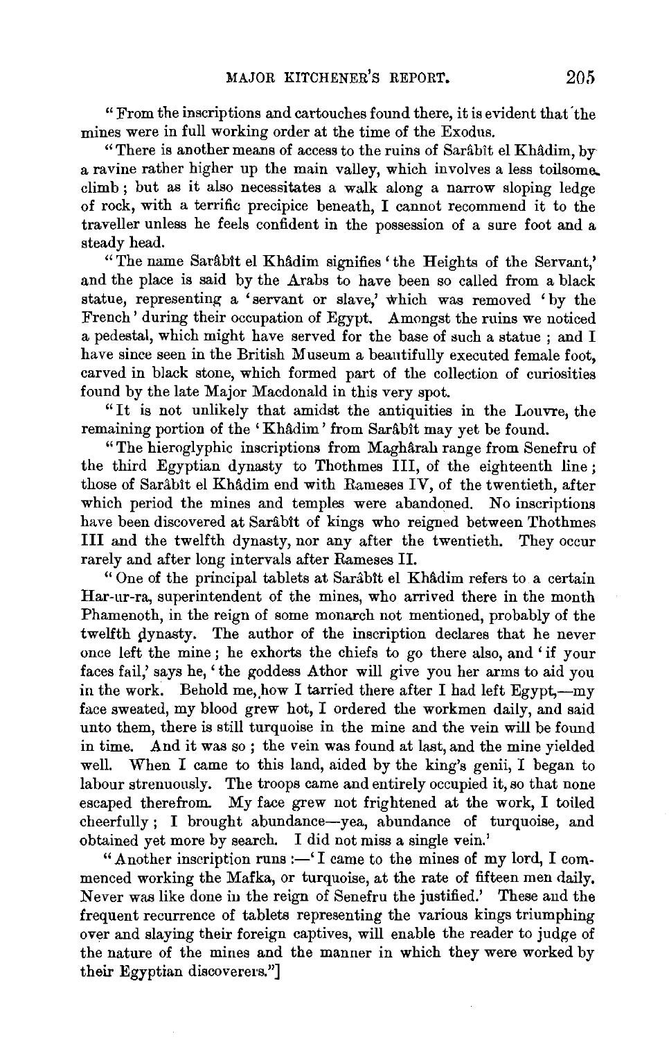"From the inscriptions and cartouches found there, it is evident that the mines were in full working order at the time of the Exodus.

"There is another means of access to the ruins of Sarâbît el Khâdim, by a ravine rather higher up the main valley, which involves a less toilsome climb; but as it also necessitates a walk along a narrow sloping ledge of rock, with a terrific precipice beneath, I cannot recommend it to the traveller unless he feels confident in the possession of a sure foot and a steady head.

"The name Sarâbît el Khâdim signifies 'the Heights of the Servant,' and the place is said by the Arabs to have been so called from a black statue, representing a 'servant or slave,' which was removed 'by the French' during their occupation of Egypt. Amongst the ruins we noticed a pedestal, which might have served for the base of such a statue; and I have since seen in the British Museum a beautifully executed female foot, carved in black stone, which formed part of the collection of curiosities found by the late Major Macdonald in this very spot.

"It is not unlikely that amidst the antiquities in the Louvre, the remaining portion of the 'Khâdim' from Sarâbît may yet be found.

"The hieroglyphic inscriptions from Maghârah range from Senefru of the third Egyptian dynasty to Thothmes III, of the eighteenth line; those of Sarâbît el Khâdim end with Rameses IV, of the twentieth, after which period the mines and temples were abandoned. No inscriptions have been discovered at Sarâbît of kings who reigned between Thothmes III and the twelfth dynasty, nor any after the twentieth. They occur rarely and after long intervals after Rameses II.

"One of the principal tablets at Sarâbît el Khâdim refers to a certain Har-ur-ra, superintendent of the mines, who arrived there in the month Phamenoth, in the reign of some monarch not mentioned, probably of the twelfth dynasty. The author of the inscription declares that he never once left the mine; he exhorts the chiefs to go there also, and 'if your faces fail,' says he, 'the goddess Athor will give you her arms to aid you in the work. Behold me, how I tarried there after I had left Egypt,—my face sweated, my blood grew hot, I ordered the workmen daily, and said unto them, there is still turquoise in the mine and the vein will be found in time. And it was so; the vein was found at last, and the mine yielded well. When I came to this land, aided by the king's genii, I began to labour strenuously. The troops came and entirely occupied it, so that none escaped therefrom. My face grew not frightened at the work, I toiled cheerfully; I brought abundance—yea, abundance of turquoise, and obtained yet more by search. I did not miss a single vein.'

"Another inscription runs:—'I came to the mines of my lord, I commenced working the Mafka, or turquoise, at the rate of fifteen men daily. Never was like done in the reign of Senefru the justified.' These and the frequent recurrence of tablets representing the various kings triumphing over and slaying their foreign captives, will enable the reader to judge of the nature of the mines and the manner in which they were worked by their Egyptian discoverers."]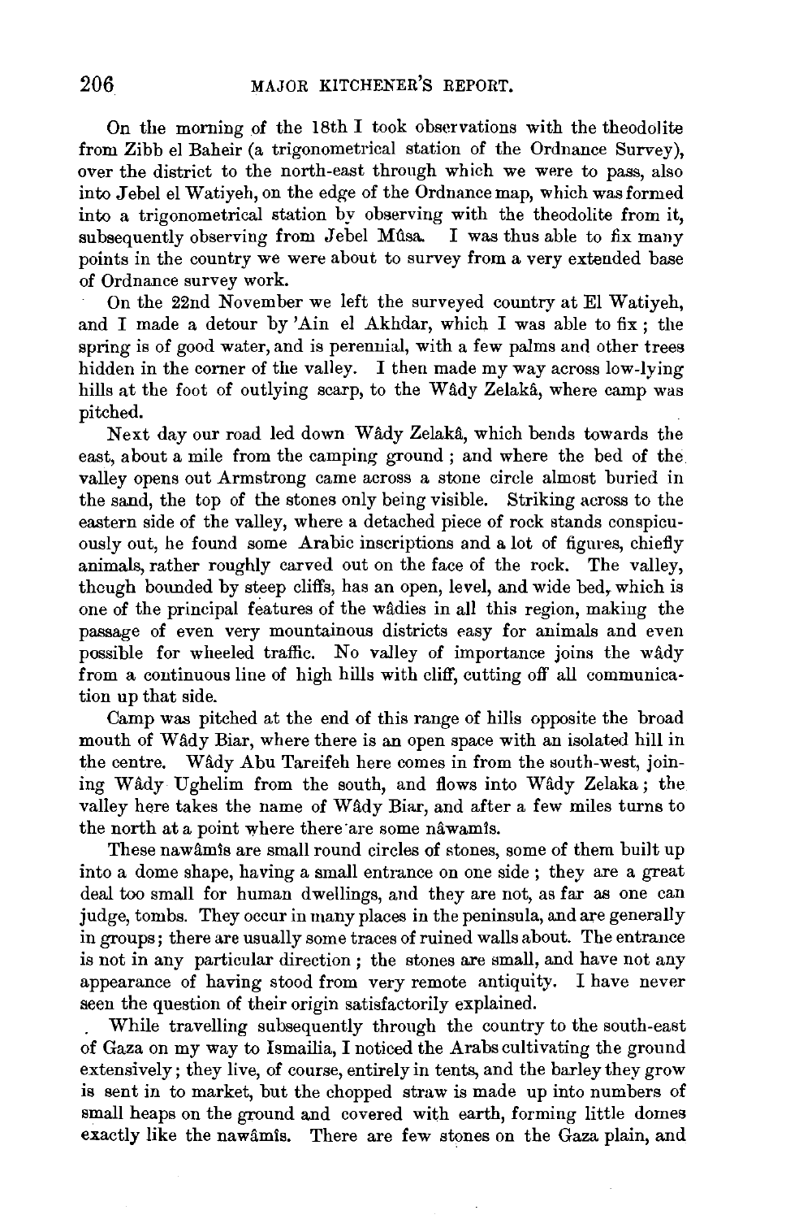On the morning of the 18th I took observations with the theodolite from Zibb el Baheir (a trigonometrical station of the Ordnance Survey), over the district to the north-east through which we were to pass, also into Jebel el Watiyeh, on the edge of the Ordnance map, which was formed into a trigonometrical station by observing with the theodolite from it, subsequently observing from Jebel Mûsa. I was thus able to fix many points in the country we were about to survey from a very extended base of Ordnance survey work.

On the 22nd November we left the surveyed country at El Watiyeh, and I made a detour by 'Ain el Akhdar, which I was able to fix; the spring is of good water, and is perennial, with a few palms and other trees hidden in the corner of the valley. I then made my way across low-lying hills at the foot of outlying scarp, to the Wâdy Zelakâ, where camp was pitched.

Next day our road led down Wâdy Zelakâ, which bends towards the east, about a mile from the camping ground; and where the bed of the valley opens out Armstrong came across a stone circle almost buried in the sand, the top of the stones only being visible. Striking across to the eastern side of the valley, where a detached piece of rock stands conspicuously out, he found some Arabic inscriptions and a lot of figures, chiefly animals, rather roughly carved out on the face of the rock. The valley, though bounded by steep cliffs, has an open, level, and wide bed, which is one of the principal features of the wâdies in all this region, making the passage of even very mountainous districts easy for animals and even possible for wheeled traffic. No valley of importance joins the wâdy from a continuous line of high hills with cliff, cutting off all communication up that side.

Camp was pitched at the end of this range of hills opposite the broad mouth of Wâdy Biar, where there is an open space with an isolated hill in the centre. Wâdy Abu Tareifeh here comes in from the south-west, joining Wâdy Ughelim from the south, and flows into Wâdy Zelaka; the valley here takes the name of Wâdy Biar, and after a few miles turns to the north at a point where there are some nâwamîs.

These nawâmîs are small round circles of stones, some of them built up into a dome shape, having a small entrance on one side; they are a great deal too small for human dwellings, and they are not, as far as one can judge, tombs. They occur in many places in the peninsula, and are generally in groups; there are usually some traces of ruined walls about. The entrance is not in any particular direction; the stones are small, and have not any appearance of having stood from very remote antiquity. I have never seen the question of their origin satisfactorily explained.

While travelling subsequently through the country to the south-east of Gaza on my way to Ismailia, I noticed the Arabs cultivating the ground extensively; they live, of course, entirely in tents, and the barley they grow is sent in to market, but the chopped straw is made up into numbers of small heaps on the ground and covered with earth, forming little domes exactly like the nawâmîs. There are few stones on the Gaza plain, and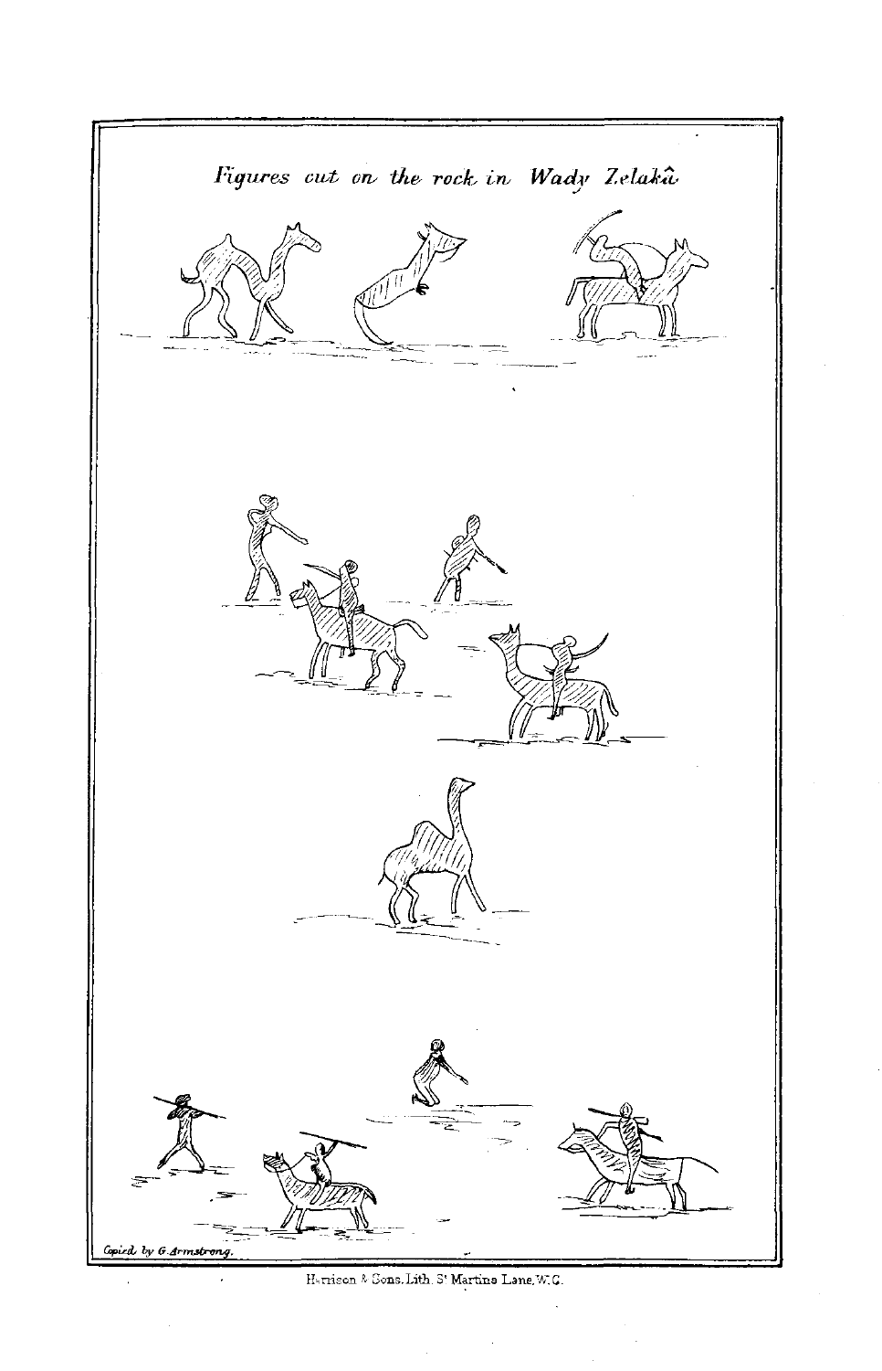*Figures cut on the rock in Wady Zelakâ*

Copied by G. Armstrong.

Harrison & Sons, Lith. St Martins Lane, W.C.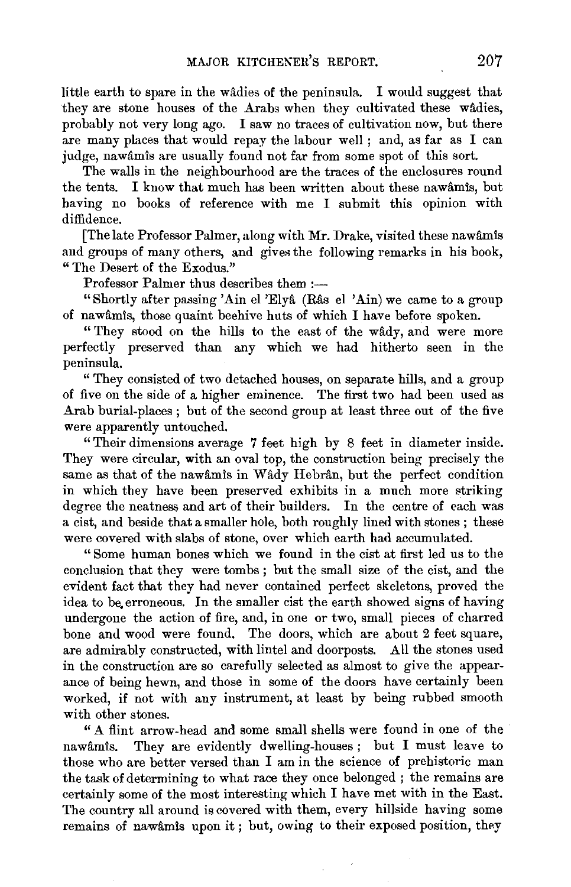little earth to spare in the wâdies of the peninsula. I would suggest that they are stone houses of the Arabs when they cultivated these wâdies, probably not very long ago. I saw no traces of cultivation now, but there are many places that would repay the labour well; and, as far as I can judge, nawâmîs are usually found not far from some spot of this sort.

The walls in the neighbourhood are the traces of the enclosures round the tents. I know that much has been written about these nawâmîs, but having no books of reference with me I submit this opinion with diffidence.

[The late Professor Palmer, along with Mr. Drake, visited these nawâmîs and groups of many others, and gives the following remarks in his book, "The Desert of the Exodus."

Professor Palmer thus describes them :—

"Shortly after passing 'Ain el 'Elyâ (Râs el 'Ain) we came to a group of nawâmîs, those quaint beehive huts of which I have before spoken.

"They stood on the hills to the east of the wâdy, and were more perfectly preserved than any which we had hitherto seen in the peninsula.

"They consisted of two detached houses, on separate hills, and a group of five on the side of a higher eminence. The first two had been used as Arab burial-places; but of the second group at least three out of the five were apparently untouched.

"Their dimensions average 7 feet high by 8 feet in diameter inside. They were circular, with an oval top, the construction being precisely the same as that of the nawâmîs in Wâdy Hebrân, but the perfect condition in which they have been preserved exhibits in a much more striking degree the neatness and art of their builders. In the centre of each was a cist, and beside that a smaller hole, both roughly lined with stones; these were covered with slabs of stone, over which earth had accumulated.

"Some human bones which we found in the cist at first led us to the conclusion that they were tombs; but the small size of the cist, and the evident fact that they had never contained perfect skeletons, proved the idea to be erroneous. In the smaller cist the earth showed signs of having undergone the action of fire, and, in one or two, small pieces of charred bone and wood were found. The doors, which are about 2 feet square, are admirably constructed, with lintel and doorposts. All the stones used in the construction are so carefully selected as almost to give the appearance of being hewn, and those in some of the doors have certainly been worked, if not with any instrument, at least by being rubbed smooth with other stones.

"A flint arrow-head and some small shells were found in one of the nawâmîs. They are evidently dwelling-houses; but I must leave to those who are better versed than I am in the science of prehistoric man the task of determining to what race they once belonged; the remains are certainly some of the most interesting which I have met with in the East. The country all around is covered with them, every hillside having some remains of nawâmîs upon it; but, owing to their exposed position, they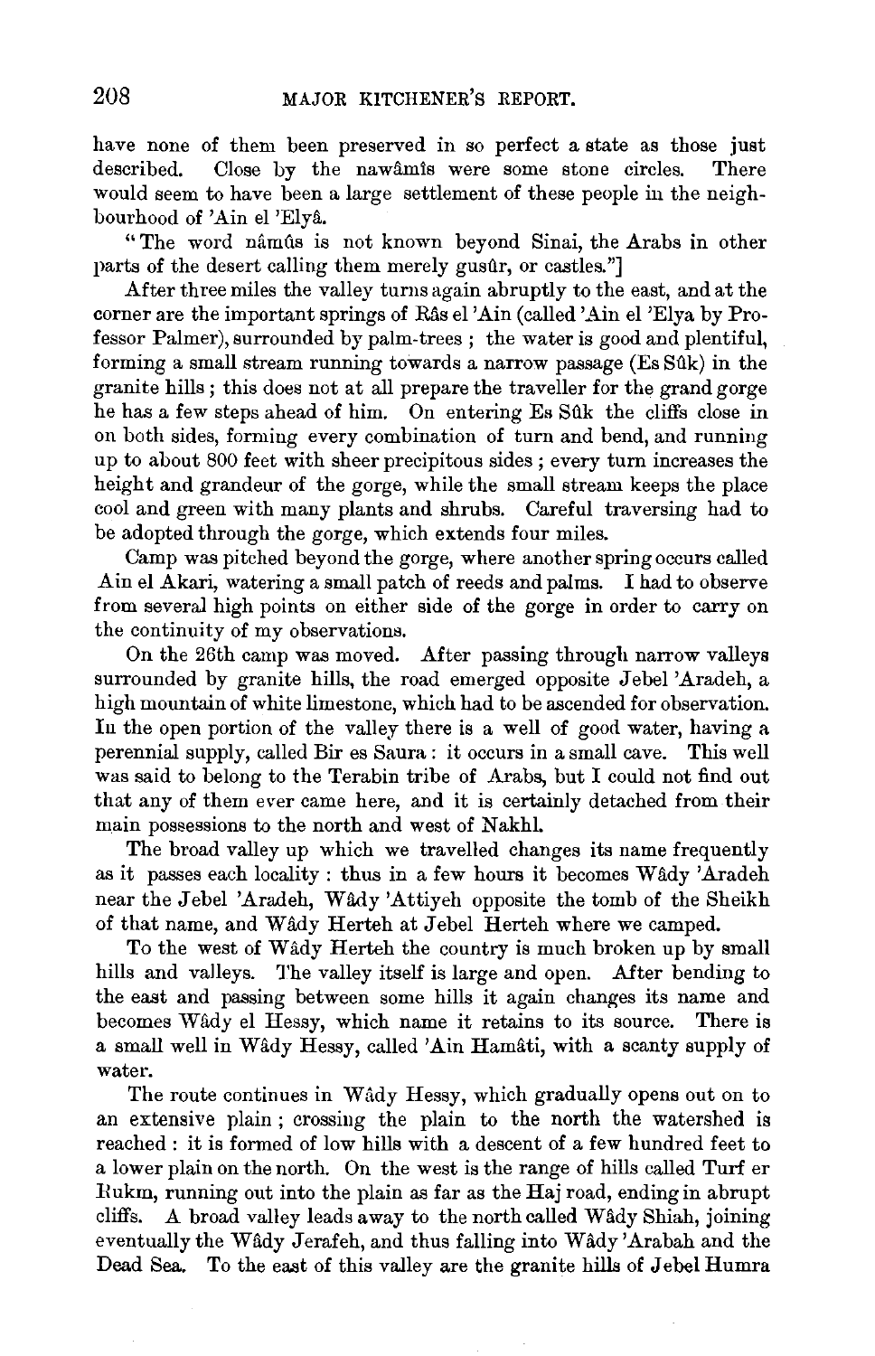have none of them been preserved in so perfect a state as those just described. Close by the nawâmîs were some stone circles. There would seem to have been a large settlement of these people in the neighbourhood of 'Ain el 'Elyâ.

"The word nâmûs is not known beyond Sinai, the Arabs in other parts of the desert calling them merely gusûr, or castles."]

After three miles the valley turns again abruptly to the east, and at the corner are the important springs of Râs el 'Ain (called 'Ain el 'Elya by Professor Palmer), surrounded by palm-trees ; the water is good and plentiful, forming a small stream running towards a narrow passage (Es Sûk) in the granite hills ; this does not at all prepare the traveller for the grand gorge he has a few steps ahead of him. On entering Es Sûk the cliffs close in on both sides, forming every combination of turn and bend, and running up to about 800 feet with sheer precipitous sides ; every turn increases the height and grandeur of the gorge, while the small stream keeps the place cool and green with many plants and shrubs. Careful traversing had to be adopted through the gorge, which extends four miles.

Camp was pitched beyond the gorge, where another spring occurs called Ain el Akari, watering a small patch of reeds and palms. I had to observe from several high points on either side of the gorge in order to carry on the continuity of my observations.

On the 26th camp was moved. After passing through narrow valleys surrounded by granite hills, the road emerged opposite Jebel 'Aradeh, a high mountain of white limestone, which had to be ascended for observation. In the open portion of the valley there is a well of good water, having a perennial supply, called Bir es Saura : it occurs in a small cave. This well was said to belong to the Terabin tribe of Arabs, but I could not find out that any of them ever came here, and it is certainly detached from their main possessions to the north and west of Nakhl.

The broad valley up which we travelled changes its name frequently as it passes each locality : thus in a few hours it becomes Wâdy 'Aradeh near the Jebel 'Aradeh, Wâdy 'Attiyeh opposite the tomb of the Sheikh of that name, and Wâdy Herteh at Jebel Herteh where we camped.

To the west of Wâdy Herteh the country is much broken up by small hills and valleys. The valley itself is large and open. After bending to the east and passing between some hills it again changes its name and becomes Wâdy el Hessy, which name it retains to its source. There is a small well in Wâdy Hessy, called 'Ain Hamâti, with a scanty supply of water.

The route continues in Wâdy Hessy, which gradually opens out on to an extensive plain ; crossing the plain to the north the watershed is reached : it is formed of low hills with a descent of a few hundred feet to a lower plain on the north. On the west is the range of hills called Turf er Rukm, running out into the plain as far as the Haj road, ending in abrupt cliffs. A broad valley leads away to the north called Wâdy Shiah, joining eventually the Wâdy Jerafeh, and thus falling into Wâdy 'Arabah and the Dead Sea. To the east of this valley are the granite hills of Jebel Humra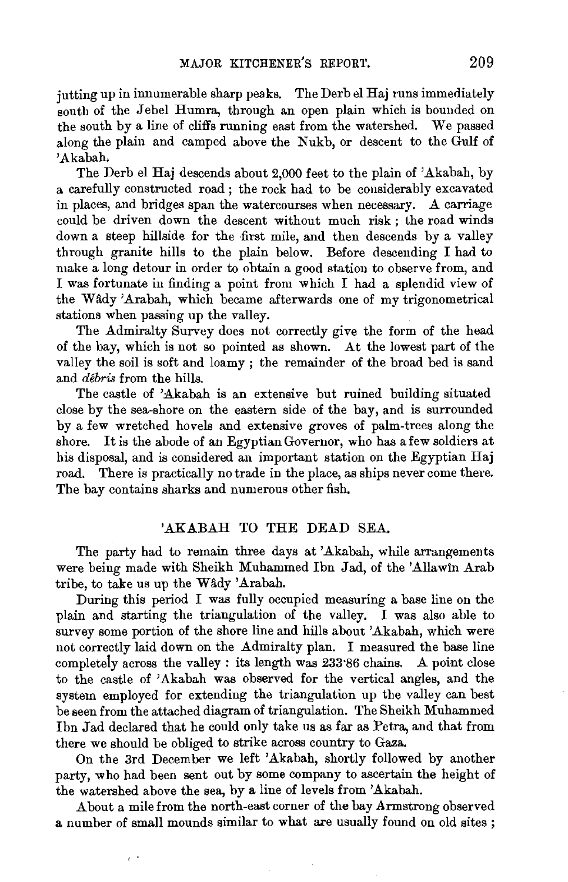jutting up in innumerable sharp peaks. The Derb el Haj runs immediately south of the Jebel Humra, through an open plain which is bounded on the south by a line of cliffs running east from the watershed. We passed along the plain and camped above the Nukb, or descent to the Gulf of 'Akabah.

The Derb el Haj descends about 2,000 feet to the plain of 'Akabah, by a carefully constructed road; the rock had to be considerably excavated in places, and bridges span the watercourses when necessary. A carriage could be driven down the descent without much risk; the road winds down a steep hillside for the first mile, and then descends by a valley through granite hills to the plain below. Before descending I had to make a long detour in order to obtain a good station to observe from, and I was fortunate in finding a point from which I had a splendid view of the Wâdy 'Arabah, which became afterwards one of my trigonometrical stations when passing up the valley.

The Admiralty Survey does not correctly give the form of the head of the bay, which is not so pointed as shown. At the lowest part of the valley the soil is soft and loamy; the remainder of the broad bed is sand and *débris* from the hills.

The castle of 'Akabah is an extensive but ruined building situated close by the sea-shore on the eastern side of the bay, and is surrounded by a few wretched hovels and extensive groves of palm-trees along the shore. It is the abode of an Egyptian Governor, who has a few soldiers at his disposal, and is considered an important station on the Egyptian Haj road. There is practically no trade in the place, as ships never come there. The bay contains sharks and numerous other fish.

## 'AKABAH TO THE DEAD SEA.

The party had to remain three days at 'Akabah, while arrangements were being made with Sheikh Muhammed Ibn Jad, of the 'Allawîn Arab tribe, to take us up the Wâdy 'Arabah.

During this period I was fully occupied measuring a base line on the plain and starting the triangulation of the valley. I was also able to survey some portion of the shore line and hills about 'Akabah, which were not correctly laid down on the Admiralty plan. I measured the base line completely across the valley: its length was 233·86 chains. A point close to the castle of 'Akabah was observed for the vertical angles, and the system employed for extending the triangulation up the valley can best be seen from the attached diagram of triangulation. The Sheikh Muhammed Ibn Jad declared that he could only take us as far as Petra, and that from there we should be obliged to strike across country to Gaza.

On the 3rd December we left 'Akabah, shortly followed by another party, who had been sent out by some company to ascertain the height of the watershed above the sea, by a line of levels from 'Akabah.

About a mile from the north-east corner of the bay Armstrong observed a number of small mounds similar to what are usually found on old sites;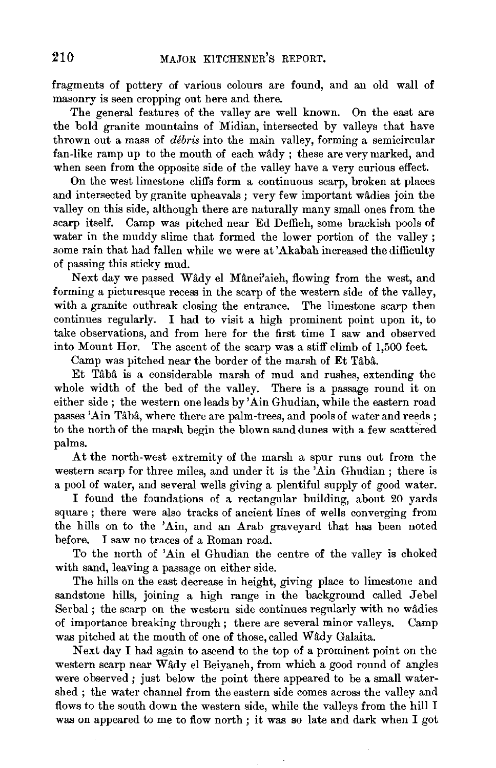fragments of pottery of various colours are found, and an old wall of masonry is seen cropping out here and there.

The general features of the valley are well known. On the east are the bold granite mountains of Midian, intersected by valleys that have thrown out a mass of *débris* into the main valley, forming a semicircular fan-like ramp up to the mouth of each wâdy ; these are very marked, and when seen from the opposite side of the valley have a very curious effect.

On the west limestone cliffs form a continuous scarp, broken at places and intersected by granite upheavals ; very few important wâdies join the valley on this side, although there are naturally many small ones from the scarp itself. Camp was pitched near Ed Deffieh, some brackish pools of water in the muddy slime that formed the lower portion of the valley ; some rain that had fallen while we were at 'Akabah increased the difficulty of passing this sticky mud.

Next day we passed Wâdy el Mânei'aieh, flowing from the west, and forming a picturesque recess in the scarp of the western side of the valley, with a granite outbreak closing the entrance. The limestone scarp then continues regularly. I had to visit a high prominent point upon it, to take observations, and from here for the first time I saw and observed into Mount Hor. The ascent of the scarp was a stiff climb of 1,500 feet.

Camp was pitched near the border of the marsh of Et Tâbâ.

Et Tâbâ is a considerable marsh of mud and rushes, extending the whole width of the bed of the valley. There is a passage round it on either side ; the western one leads by 'Ain Ghudian, while the eastern road passes 'Ain Tâbâ, where there are palm-trees, and pools of water and reeds ; to the north of the marsh begin the blown sand dunes with a few scattered palms.

At the north-west extremity of the marsh a spur runs out from the western scarp for three miles, and under it is the 'Ain Ghudian ; there is a pool of water, and several wells giving a plentiful supply of good water.

I found the foundations of a rectangular building, about 20 yards square ; there were also tracks of ancient lines of wells converging from the hills on to the 'Ain, and an Arab graveyard that has been noted before. I saw no traces of a Roman road.

To the north of 'Ain el Ghudian the centre of the valley is choked with sand, leaving a passage on either side.

The hills on the east decrease in height, giving place to limestone and sandstone hills, joining a high range in the background called Jebel Serbal ; the scarp on the western side continues regularly with no wâdies of importance breaking through ; there are several minor valleys. Camp was pitched at the mouth of one of those, called Wâdy Galaita.

Next day I had again to ascend to the top of a prominent point on the western scarp near Wâdy el Beiyaneh, from which a good round of angles were observed ; just below the point there appeared to be a small watershed ; the water channel from the eastern side comes across the valley and flows to the south down the western side, while the valleys from the hill I was on appeared to me to flow north ; it was so late and dark when I got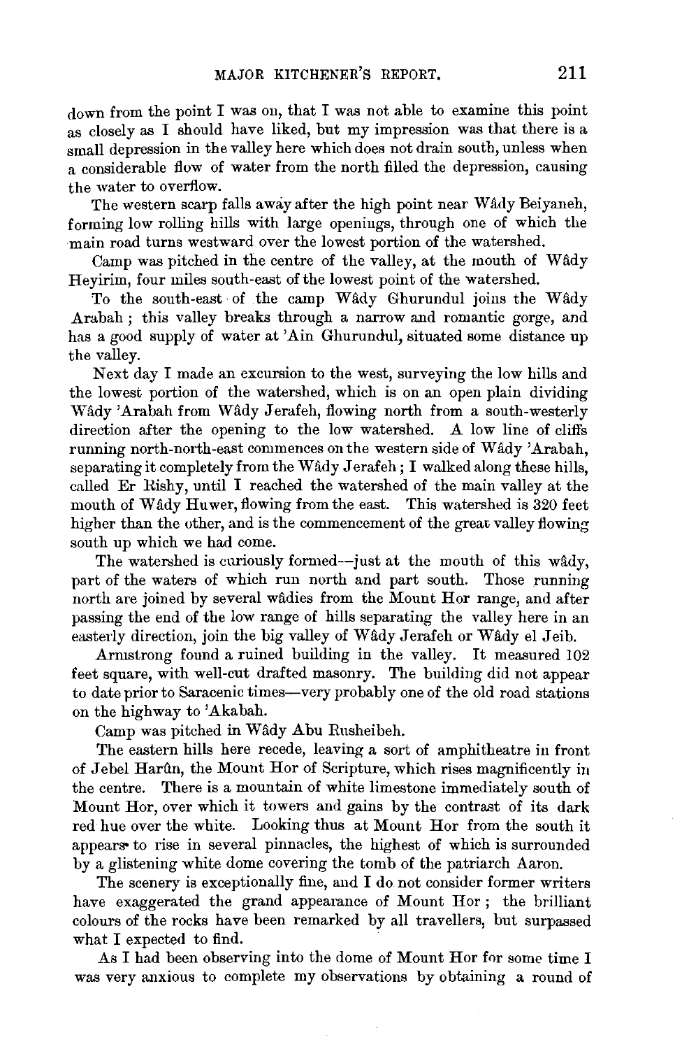down from the point I was on, that I was not able to examine this point as closely as I should have liked, but my impression was that there is a small depression in the valley here which does not drain south, unless when a considerable flow of water from the north filled the depression, causing the water to overflow.

The western scarp falls away after the high point near Wâdy Beiyaneh, forming low rolling hills with large openings, through one of which the main road turns westward over the lowest portion of the watershed.

Camp was pitched in the centre of the valley, at the mouth of Wâdy Heyirim, four miles south-east of the lowest point of the watershed.

To the south-east of the camp Wâdy Ghurundul joins the Wâdy Arabah; this valley breaks through a narrow and romantic gorge, and has a good supply of water at 'Ain Ghurundul, situated some distance up the valley.

Next day I made an excursion to the west, surveying the low hills and the lowest portion of the watershed, which is on an open plain dividing Wâdy 'Arabah from Wâdy Jerafeh, flowing north from a south-westerly direction after the opening to the low watershed. A low line of cliffs running north-north-east commences on the western side of Wâdy 'Arabah, separating it completely from the Wâdy Jerafeh; I walked along these hills, called Er Rishy, until I reached the watershed of the main valley at the mouth of Wâdy Huwer, flowing from the east. This watershed is 320 feet higher than the other, and is the commencement of the great valley flowing south up which we had come.

The watershed is curiously formed—just at the mouth of this wâdy, part of the waters of which run north and part south. Those running north are joined by several wâdies from the Mount Hor range, and after passing the end of the low range of hills separating the valley here in an easterly direction, join the big valley of Wâdy Jerafeh or Wâdy el Jeib.

Armstrong found a ruined building in the valley. It measured 102 feet square, with well-cut drafted masonry. The building did not appear to date prior to Saracenic times—very probably one of the old road stations on the highway to 'Akabah.

Camp was pitched in Wâdy Abu Rusheibeh.

The eastern hills here recede, leaving a sort of amphitheatre in front of Jebel Harûn, the Mount Hor of Scripture, which rises magnificently in the centre. There is a mountain of white limestone immediately south of Mount Hor, over which it towers and gains by the contrast of its dark red hue over the white. Looking thus at Mount Hor from the south it appears to rise in several pinnacles, the highest of which is surrounded by a glistening white dome covering the tomb of the patriarch Aaron.

The scenery is exceptionally fine, and I do not consider former writers have exaggerated the grand appearance of Mount Hor; the brilliant colours of the rocks have been remarked by all travellers, but surpassed what I expected to find.

As I had been observing into the dome of Mount Hor for some time I was very anxious to complete my observations by obtaining a round of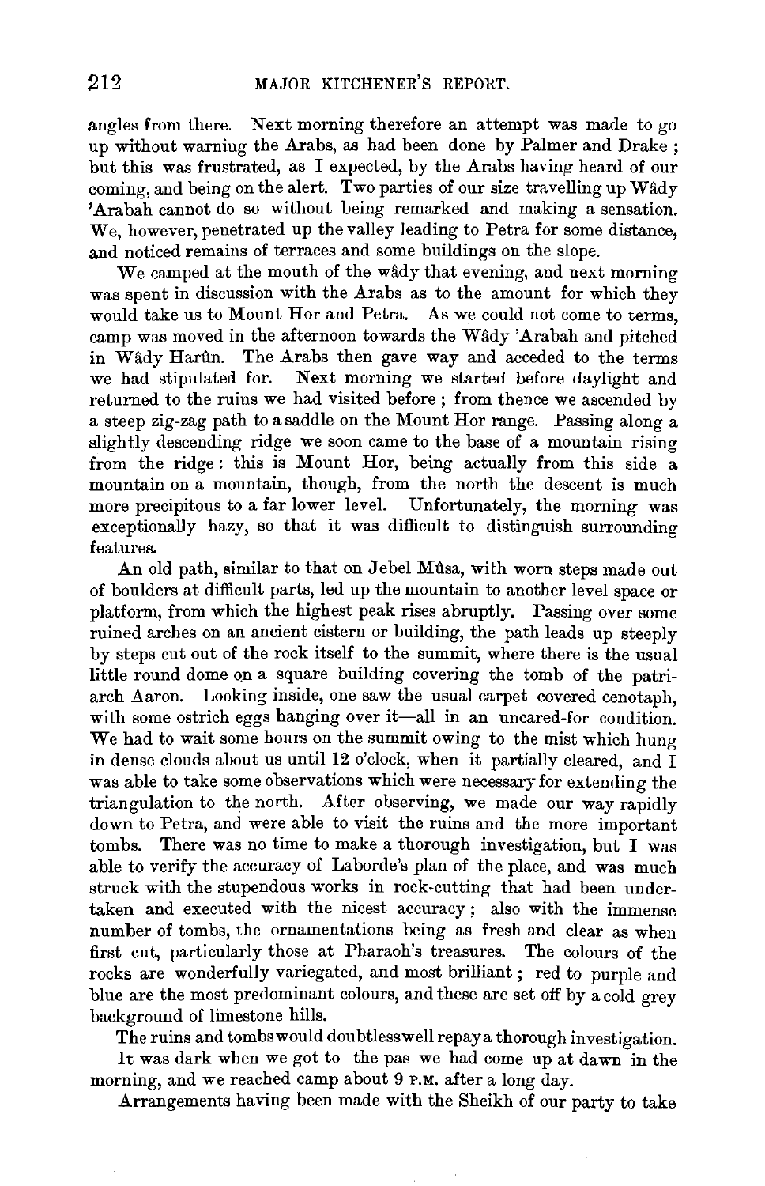angles from there. Next morning therefore an attempt was made to go up without warning the Arabs, as had been done by Palmer and Drake; but this was frustrated, as I expected, by the Arabs having heard of our coming, and being on the alert. Two parties of our size travelling up Wâdy 'Arabah cannot do so without being remarked and making a sensation. We, however, penetrated up the valley leading to Petra for some distance, and noticed remains of terraces and some buildings on the slope.

We camped at the mouth of the wâdy that evening, and next morning was spent in discussion with the Arabs as to the amount for which they would take us to Mount Hor and Petra. As we could not come to terms, camp was moved in the afternoon towards the Wâdy 'Arabah and pitched in Wâdy Harûn. The Arabs then gave way and acceded to the terms we had stipulated for. Next morning we started before daylight and returned to the ruins we had visited before; from thence we ascended by a steep zig-zag path to a saddle on the Mount Hor range. Passing along a slightly descending ridge we soon came to the base of a mountain rising from the ridge: this is Mount Hor, being actually from this side a mountain on a mountain, though, from the north the descent is much more precipitous to a far lower level. Unfortunately, the morning was exceptionally hazy, so that it was difficult to distinguish surrounding features.

An old path, similar to that on Jebel Mûsa, with worn steps made out of boulders at difficult parts, led up the mountain to another level space or platform, from which the highest peak rises abruptly. Passing over some ruined arches on an ancient cistern or building, the path leads up steeply by steps cut out of the rock itself to the summit, where there is the usual little round dome on a square building covering the tomb of the patriarch Aaron. Looking inside, one saw the usual carpet covered cenotaph, with some ostrich eggs hanging over it—all in an uncared-for condition. We had to wait some hours on the summit owing to the mist which hung in dense clouds about us until 12 o'clock, when it partially cleared, and I was able to take some observations which were necessary for extending the triangulation to the north. After observing, we made our way rapidly down to Petra, and were able to visit the ruins and the more important tombs. There was no time to make a thorough investigation, but I was able to verify the accuracy of Laborde's plan of the place, and was much struck with the stupendous works in rock-cutting that had been undertaken and executed with the nicest accuracy; also with the immense number of tombs, the ornamentations being as fresh and clear as when first cut, particularly those at Pharaoh's treasures. The colours of the rocks are wonderfully variegated, and most brilliant; red to purple and blue are the most predominant colours, and these are set off by a cold grey background of limestone hills.

The ruins and tombs would doubtless well repay a thorough investigation.

It was dark when we got to the pas we had come up at dawn in the morning, and we reached camp about 9 P.M. after a long day.

Arrangements having been made with the Sheikh of our party to take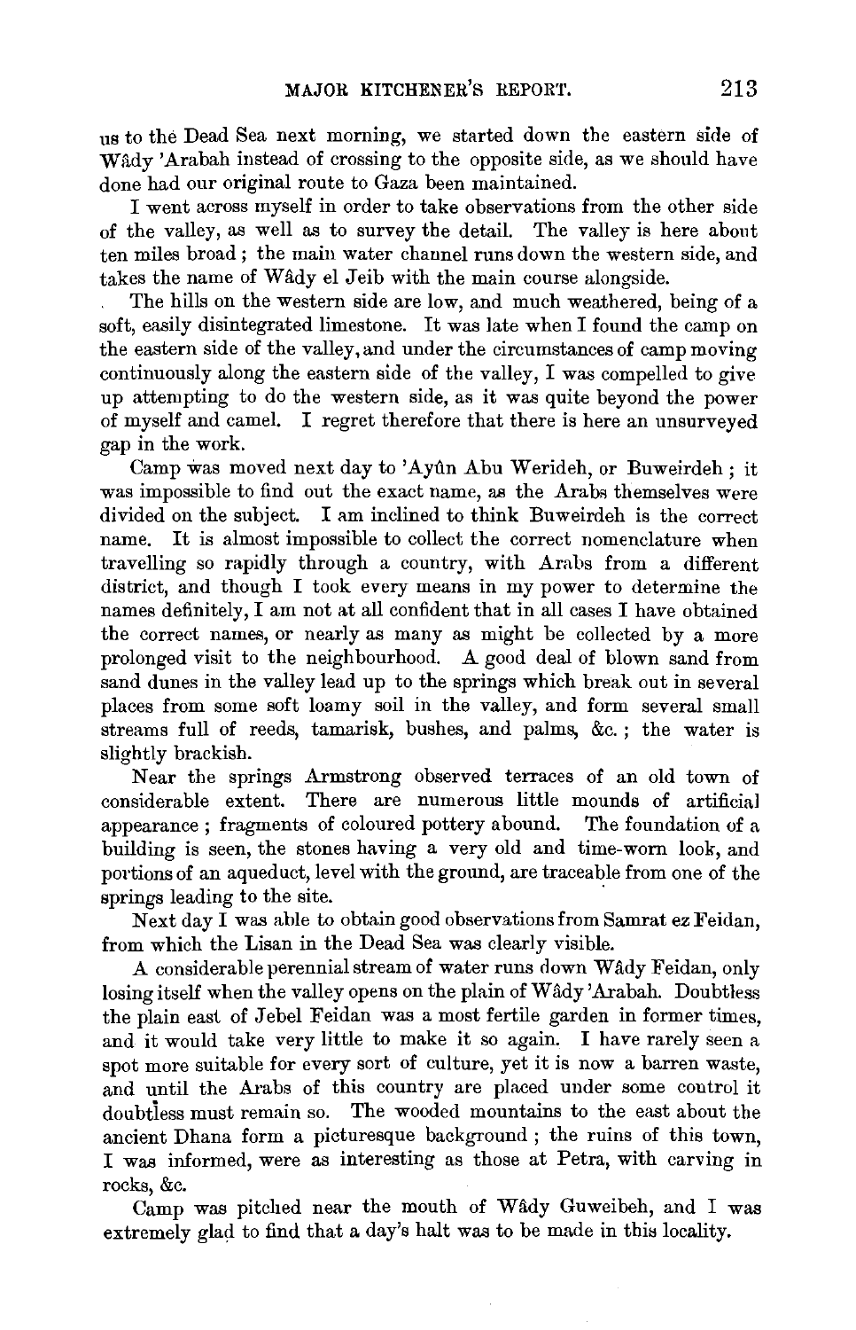us to the Dead Sea next morning, we started down the eastern side of Wâdy 'Arabah instead of crossing to the opposite side, as we should have done had our original route to Gaza been maintained.

I went across myself in order to take observations from the other side of the valley, as well as to survey the detail. The valley is here about ten miles broad; the main water channel runs down the western side, and takes the name of Wâdy el Jeib with the main course alongside.

The hills on the western side are low, and much weathered, being of a soft, easily disintegrated limestone. It was late when I found the camp on the eastern side of the valley, and under the circumstances of camp moving continuously along the eastern side of the valley, I was compelled to give up attempting to do the western side, as it was quite beyond the power of myself and camel. I regret therefore that there is here an unsurveyed gap in the work.

Camp was moved next day to 'Ayûn Abu Werideh, or Buweirdeh; it was impossible to find out the exact name, as the Arabs themselves were divided on the subject. I am inclined to think Buweirdeh is the correct name. It is almost impossible to collect the correct nomenclature when travelling so rapidly through a country, with Arabs from a different district, and though I took every means in my power to determine the names definitely, I am not at all confident that in all cases I have obtained the correct names, or nearly as many as might be collected by a more prolonged visit to the neighbourhood. A good deal of blown sand from sand dunes in the valley lead up to the springs which break out in several places from some soft loamy soil in the valley, and form several small streams full of reeds, tamarisk, bushes, and palms, &c.; the water is slightly brackish.

Near the springs Armstrong observed terraces of an old town of considerable extent. There are numerous little mounds of artificial appearance; fragments of coloured pottery abound. The foundation of a building is seen, the stones having a very old and time-worn look, and portions of an aqueduct, level with the ground, are traceable from one of the springs leading to the site.

Next day I was able to obtain good observations from Samrat ez Feidan, from which the Lisan in the Dead Sea was clearly visible.

A considerable perennial stream of water runs down Wâdy Feidan, only losing itself when the valley opens on the plain of Wâdy 'Arabah. Doubtless the plain east of Jebel Feidan was a most fertile garden in former times, and it would take very little to make it so again. I have rarely seen a spot more suitable for every sort of culture, yet it is now a barren waste, and until the Arabs of this country are placed under some control it doubtless must remain so. The wooded mountains to the east about the ancient Dhana form a picturesque background; the ruins of this town, I was informed, were as interesting as those at Petra, with carving in rocks, &c.

Camp was pitched near the mouth of Wâdy Guweibeh, and I was extremely glad to find that a day's halt was to be made in this locality.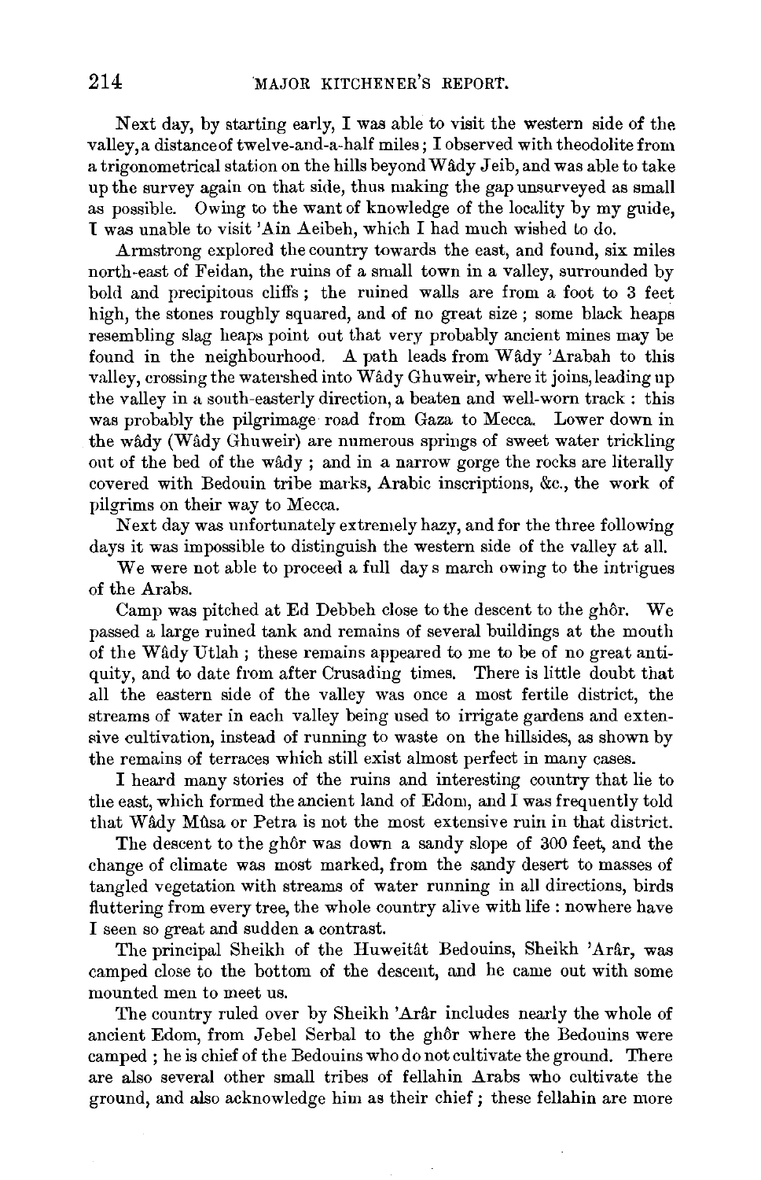Next day, by starting early, I was able to visit the western side of the valley, a distance of twelve-and-a-half miles; I observed with theodolite from a trigonometrical station on the hills beyond Wâdy Jeib, and was able to take up the survey again on that side, thus making the gap unsurveyed as small as possible. Owing to the want of knowledge of the locality by my guide, I was unable to visit 'Ain Aeibeh, which I had much wished to do.

Armstrong explored the country towards the east, and found, six miles north-east of Feidan, the ruins of a small town in a valley, surrounded by bold and precipitous cliffs; the ruined walls are from a foot to 3 feet high, the stones roughly squared, and of no great size; some black heaps resembling slag heaps point out that very probably ancient mines may be found in the neighbourhood. A path leads from Wâdy 'Arabah to this valley, crossing the watershed into Wâdy Ghuweir, where it joins, leading up the valley in a south-easterly direction, a beaten and well-worn track: this was probably the pilgrimage road from Gaza to Mecca. Lower down in the wâdy (Wâdy Ghuweir) are numerous springs of sweet water trickling out of the bed of the wâdy; and in a narrow gorge the rocks are literally covered with Bedouin tribe marks, Arabic inscriptions, &c., the work of pilgrims on their way to Mecca.

Next day was unfortunately extremely hazy, and for the three following days it was impossible to distinguish the western side of the valley at all.

We were not able to proceed a full day s march owing to the intrigues of the Arabs.

Camp was pitched at Ed Debbeh close to the descent to the ghôr. We passed a large ruined tank and remains of several buildings at the mouth of the Wâdy Utlah; these remains appeared to me to be of no great antiquity, and to date from after Crusading times. There is little doubt that all the eastern side of the valley was once a most fertile district, the streams of water in each valley being used to irrigate gardens and extensive cultivation, instead of running to waste on the hillsides, as shown by the remains of terraces which still exist almost perfect in many cases.

I heard many stories of the ruins and interesting country that lie to the east, which formed the ancient land of Edom, and I was frequently told that Wâdy Mûsa or Petra is not the most extensive ruin in that district.

The descent to the ghôr was down a sandy slope of 300 feet, and the change of climate was most marked, from the sandy desert to masses of tangled vegetation with streams of water running in all directions, birds fluttering from every tree, the whole country alive with life: nowhere have I seen so great and sudden a contrast.

The principal Sheikh of the Huweitât Bedouins, Sheikh 'Arâr, was camped close to the bottom of the descent, and he came out with some mounted men to meet us.

The country ruled over by Sheikh 'Arâr includes nearly the whole of ancient Edom, from Jebel Serbal to the ghôr where the Bedouins were camped; he is chief of the Bedouins who do not cultivate the ground. There are also several other small tribes of fellahin Arabs who cultivate the ground, and also acknowledge him as their chief; these fellahin are more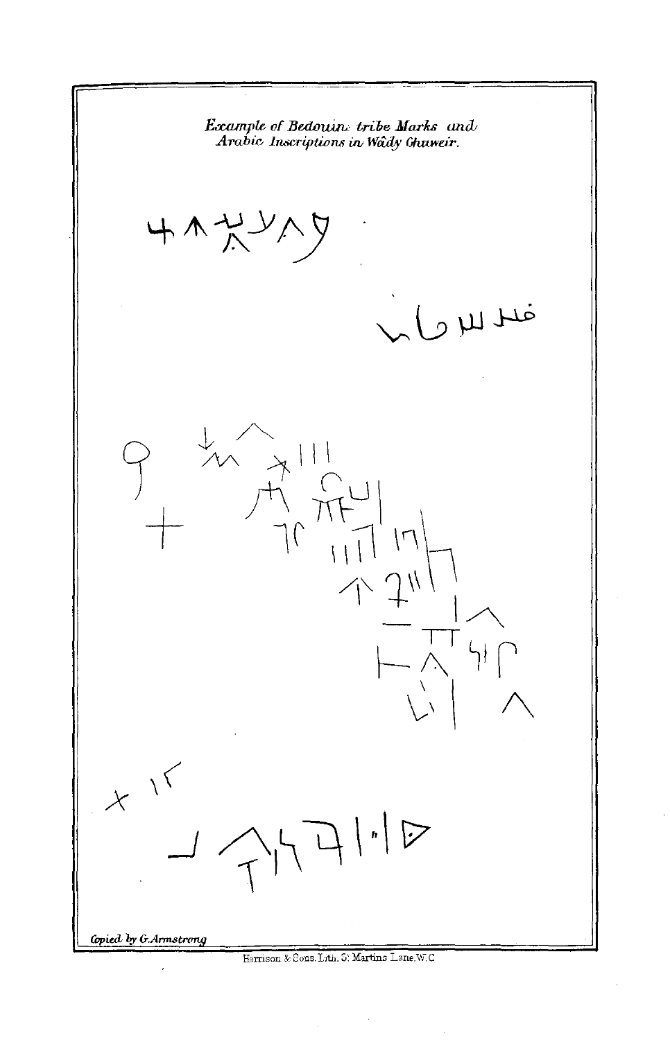*Example of Bedouin tribe Marks and Arabic Inscriptions in Wâdy Ghuweir.*

*Copied by G. Armstrong*

Harrison & Sons. Lith. St Martins Lane. W.C.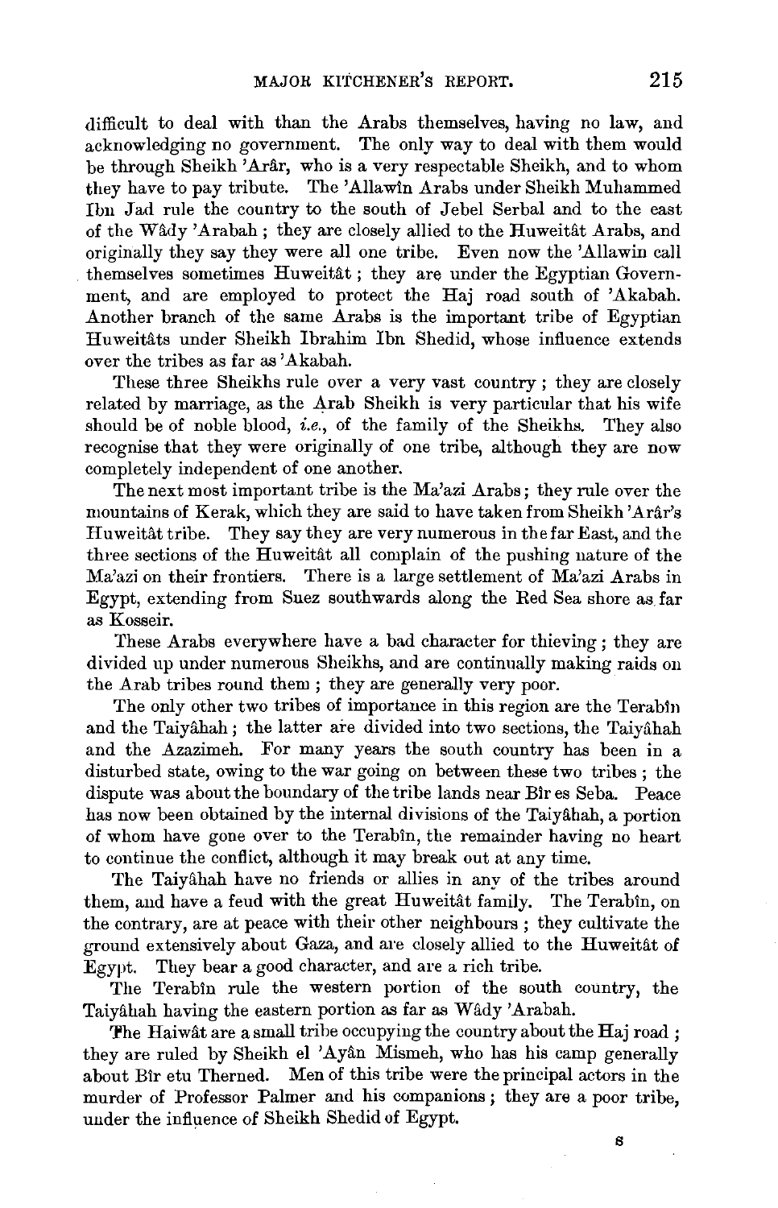difficult to deal with than the Arabs themselves, having no law, and acknowledging no government. The only way to deal with them would be through Sheikh 'Arâr, who is a very respectable Sheikh, and to whom they have to pay tribute. The 'Allawîn Arabs under Sheikh Muhammed Ibn Jad rule the country to the south of Jebel Serbal and to the east of the Wâdy 'Arabah; they are closely allied to the Huweitât Arabs, and originally they say they were all one tribe. Even now the 'Allawin call themselves sometimes Huweitât; they are under the Egyptian Government, and are employed to protect the Haj road south of 'Akabah. Another branch of the same Arabs is the important tribe of Egyptian Huweitâts under Sheikh Ibrahim Ibn Shedid, whose influence extends over the tribes as far as 'Akabah.

These three Sheikhs rule over a very vast country; they are closely related by marriage, as the Arab Sheikh is very particular that his wife should be of noble blood, *i.e.*, of the family of the Sheikhs. They also recognise that they were originally of one tribe, although they are now completely independent of one another.

The next most important tribe is the Ma'azi Arabs; they rule over the mountains of Kerak, which they are said to have taken from Sheikh 'Arâr's Huweitât tribe. They say they are very numerous in the far East, and the three sections of the Huweitât all complain of the pushing nature of the Ma'azi on their frontiers. There is a large settlement of Ma'azi Arabs in Egypt, extending from Suez southwards along the Red Sea shore as far as Kosseir.

These Arabs everywhere have a bad character for thieving; they are divided up under numerous Sheikhs, and are continually making raids on the Arab tribes round them; they are generally very poor.

The only other two tribes of importance in this region are the Terabîn and the Taiyâhah; the latter are divided into two sections, the Taiyâhah and the Azazimeh. For many years the south country has been in a disturbed state, owing to the war going on between these two tribes; the dispute was about the boundary of the tribe lands near Bîr es Seba. Peace has now been obtained by the internal divisions of the Taiyâhah, a portion of whom have gone over to the Terabîn, the remainder having no heart to continue the conflict, although it may break out at any time.

The Taiyâhah have no friends or allies in any of the tribes around them, and have a feud with the great Huweitât family. The Terabîn, on the contrary, are at peace with their other neighbours; they cultivate the ground extensively about Gaza, and are closely allied to the Huweitât of Egypt. They bear a good character, and are a rich tribe.

The Terabîn rule the western portion of the south country, the Taiyâhah having the eastern portion as far as Wâdy 'Arabah.

The Haiwât are a small tribe occupying the country about the Haj road; they are ruled by Sheikh el 'Ayân Mismeh, who has his camp generally about Bîr etu Therned. Men of this tribe were the principal actors in the murder of Professor Palmer and his companions; they are a poor tribe, under the influence of Sheikh Shedid of Egypt.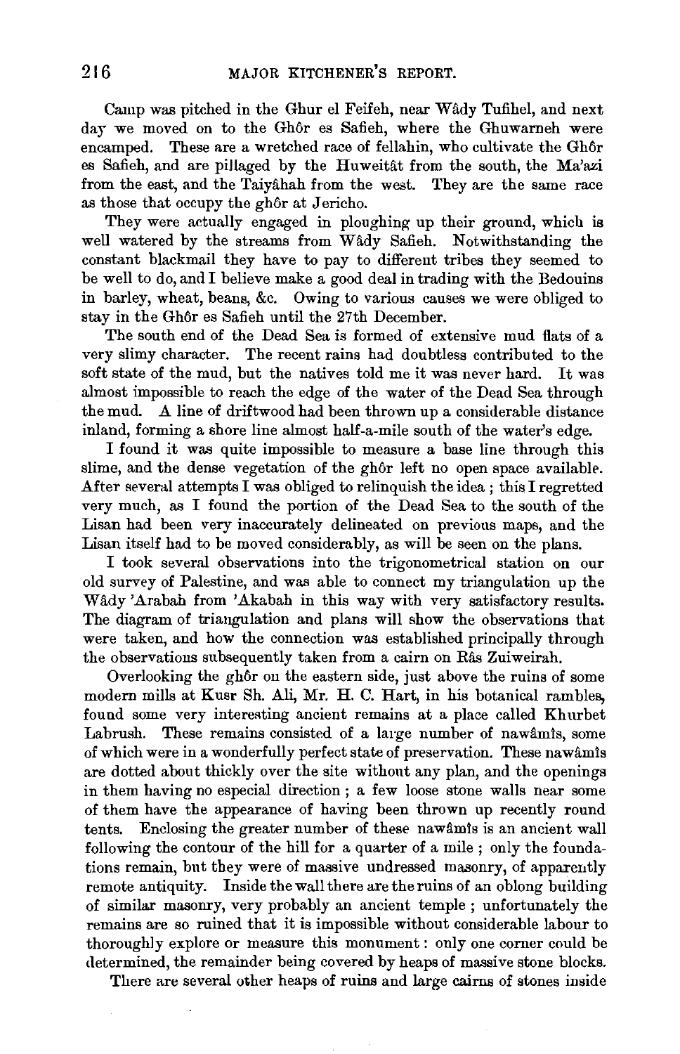Camp was pitched in the Ghur el Feifeh, near Wâdy Tufihel, and next day we moved on to the Ghôr es Safieh, where the Ghuwarneh were encamped. These are a wretched race of fellahin, who cultivate the Ghôr es Safieh, and are pillaged by the Huweitât from the south, the Ma'azi from the east, and the Taiyâhah from the west. They are the same race as those that occupy the ghôr at Jericho.

They were actually engaged in ploughing up their ground, which is well watered by the streams from Wâdy Safieh. Notwithstanding the constant blackmail they have to pay to different tribes they seemed to be well to do, and I believe make a good deal in trading with the Bedouins in barley, wheat, beans, &c. Owing to various causes we were obliged to stay in the Ghôr es Safieh until the 27th December.

The south end of the Dead Sea is formed of extensive mud flats of a very slimy character. The recent rains had doubtless contributed to the soft state of the mud, but the natives told me it was never hard. It was almost impossible to reach the edge of the water of the Dead Sea through the mud. A line of driftwood had been thrown up a considerable distance inland, forming a shore line almost half-a-mile south of the water's edge.

I found it was quite impossible to measure a base line through this slime, and the dense vegetation of the ghôr left no open space available. After several attempts I was obliged to relinquish the idea; this I regretted very much, as I found the portion of the Dead Sea to the south of the Lisan had been very inaccurately delineated on previous maps, and the Lisan itself had to be moved considerably, as will be seen on the plans.

I took several observations into the trigonometrical station on our old survey of Palestine, and was able to connect my triangulation up the Wâdy 'Arabah from 'Akabah in this way with very satisfactory results. The diagram of triangulation and plans will show the observations that were taken, and how the connection was established principally through the observations subsequently taken from a cairn on Râs Zuweirah.

Overlooking the ghôr on the eastern side, just above the ruins of some modern mills at Kusr Sh. Ali, Mr. H. C. Hart, in his botanical rambles, found some very interesting ancient remains at a place called Khurbet Labrush. These remains consisted of a large number of nawâmîs, some of which were in a wonderfully perfect state of preservation. These nawâmîs are dotted about thickly over the site without any plan, and the openings in them having no especial direction; a few loose stone walls near some of them have the appearance of having been thrown up recently round tents. Enclosing the greater number of these nawâmîs is an ancient wall following the contour of the hill for a quarter of a mile; only the foundations remain, but they were of massive undressed masonry, of apparently remote antiquity. Inside the wall there are the ruins of an oblong building of similar masonry, very probably an ancient temple; unfortunately the remains are so ruined that it is impossible without considerable labour to thoroughly explore or measure this monument: only one corner could be determined, the remainder being covered by heaps of massive stone blocks.

There are several other heaps of ruins and large cairns of stones inside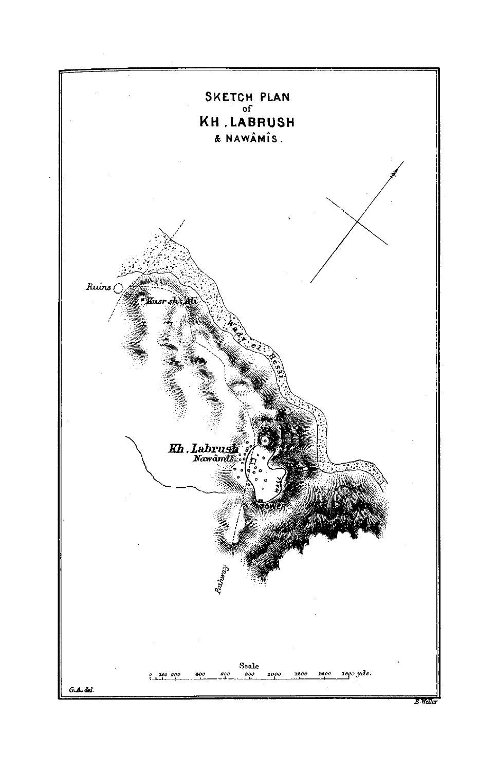# SKETCH PLAN
of
# KH. LABRUSH
& NAWÂMÎS.

Ruins

Kusr sh. Ali

Wady el Hesi

Kh. Labrush

Nawâmîs

WALL

TOWER

Pathway

Scale

0 100 200 400 600 800 1000 1200 1400 1600 yds.

G.A. del.

E. Weller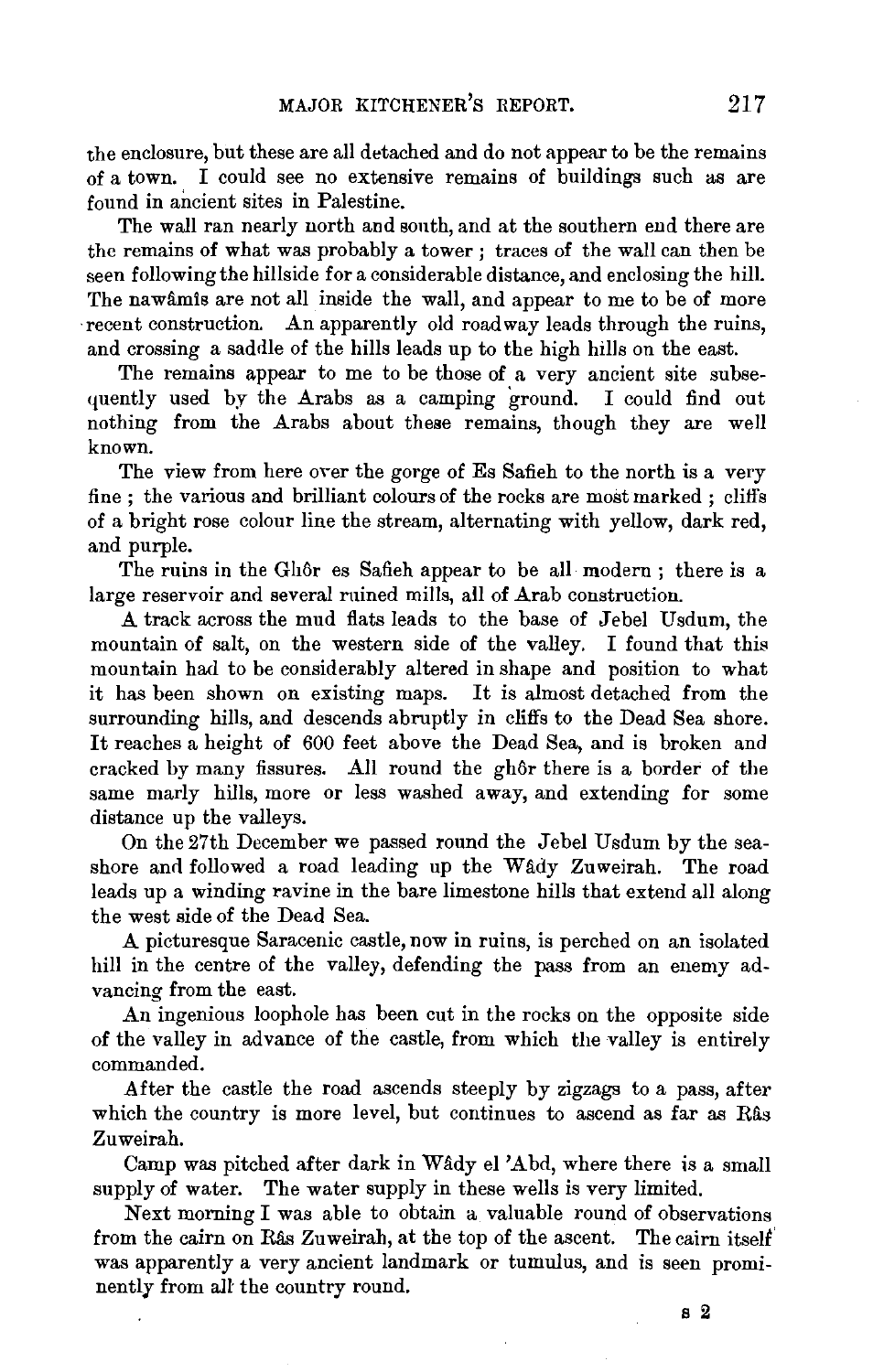the enclosure, but these are all detached and do not appear to be the remains of a town. I could see no extensive remains of buildings such as are found in ancient sites in Palestine.

The wall ran nearly north and south, and at the southern end there are the remains of what was probably a tower; traces of the wall can then be seen following the hillside for a considerable distance, and enclosing the hill. The nawâmîs are not all inside the wall, and appear to me to be of more recent construction. An apparently old roadway leads through the ruins, and crossing a saddle of the hills leads up to the high hills on the east.

The remains appear to me to be those of a very ancient site subsequently used by the Arabs as a camping ground. I could find out nothing from the Arabs about these remains, though they are well known.

The view from here over the gorge of Es Safieh to the north is a very fine; the various and brilliant colours of the rocks are most marked; cliffs of a bright rose colour line the stream, alternating with yellow, dark red, and purple.

The ruins in the Ghôr es Safieh appear to be all modern; there is a large reservoir and several ruined mills, all of Arab construction.

A track across the mud flats leads to the base of Jebel Usdum, the mountain of salt, on the western side of the valley. I found that this mountain had to be considerably altered in shape and position to what it has been shown on existing maps. It is almost detached from the surrounding hills, and descends abruptly in cliffs to the Dead Sea shore. It reaches a height of 600 feet above the Dead Sea, and is broken and cracked by many fissures. All round the ghôr there is a border of the same marly hills, more or less washed away, and extending for some distance up the valleys.

On the 27th December we passed round the Jebel Usdum by the seashore and followed a road leading up the Wâdy Zuweirah. The road leads up a winding ravine in the bare limestone hills that extend all along the west side of the Dead Sea.

A picturesque Saracenic castle, now in ruins, is perched on an isolated hill in the centre of the valley, defending the pass from an enemy advancing from the east.

An ingenious loophole has been cut in the rocks on the opposite side of the valley in advance of the castle, from which the valley is entirely commanded.

After the castle the road ascends steeply by zigzags to a pass, after which the country is more level, but continues to ascend as far as Râs Zuweirah.

Camp was pitched after dark in Wâdy el 'Abd, where there is a small supply of water. The water supply in these wells is very limited.

Next morning I was able to obtain a valuable round of observations from the cairn on Râs Zuweirah, at the top of the ascent. The cairn itself was apparently a very ancient landmark or tumulus, and is seen prominently from all the country round.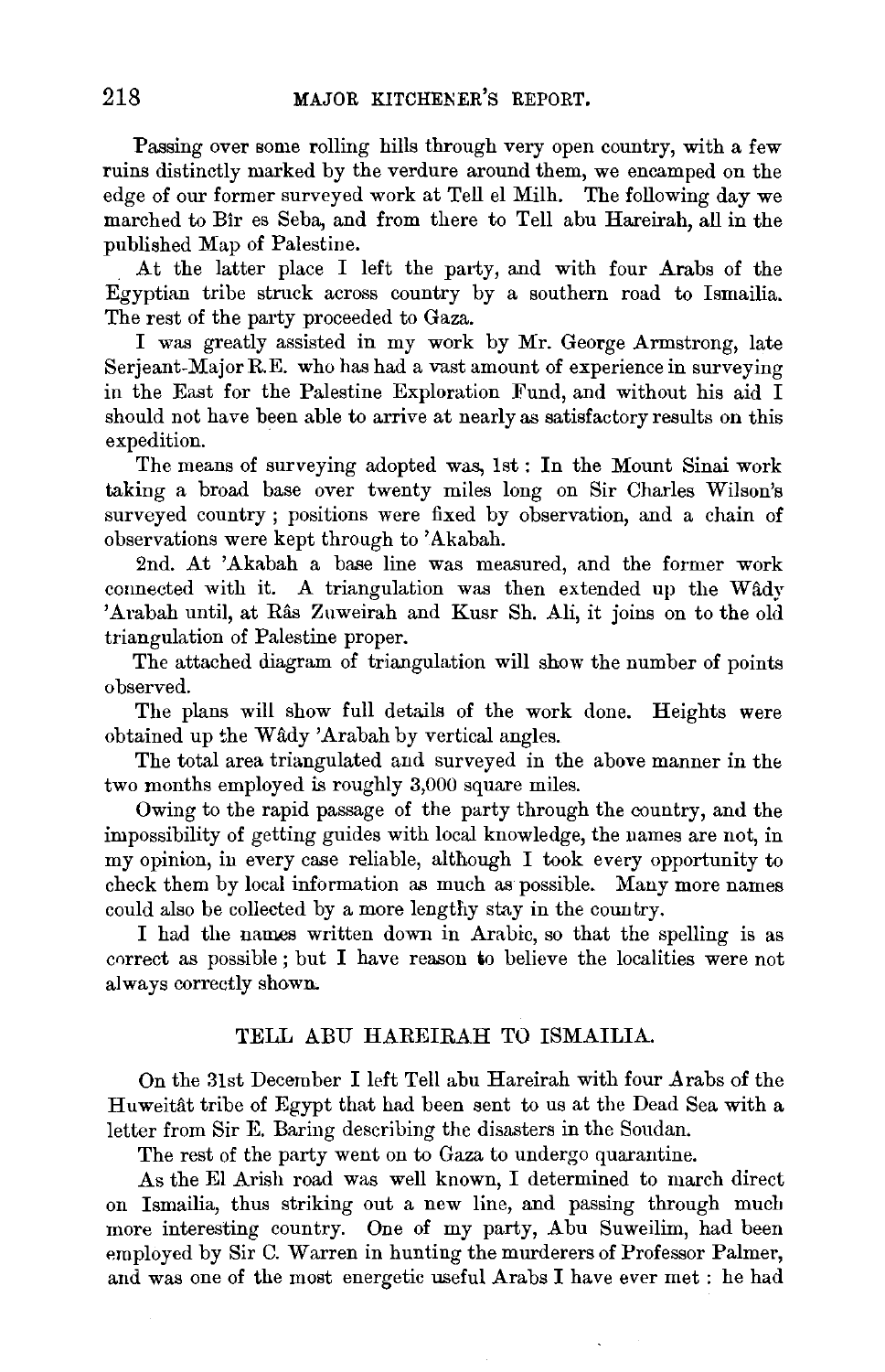Passing over some rolling hills through very open country, with a few ruins distinctly marked by the verdure around them, we encamped on the edge of our former surveyed work at Tell el Milh. The following day we marched to Bîr es Seba, and from there to Tell abu Hareirah, all in the published Map of Palestine.

At the latter place I left the party, and with four Arabs of the Egyptian tribe struck across country by a southern road to Ismailia. The rest of the party proceeded to Gaza.

I was greatly assisted in my work by Mr. George Armstrong, late Serjeant-Major R.E. who has had a vast amount of experience in surveying in the East for the Palestine Exploration Fund, and without his aid I should not have been able to arrive at nearly as satisfactory results on this expedition.

The means of surveying adopted was, 1st: In the Mount Sinai work taking a broad base over twenty miles long on Sir Charles Wilson's surveyed country; positions were fixed by observation, and a chain of observations were kept through to 'Akabah.

2nd. At 'Akabah a base line was measured, and the former work connected with it. A triangulation was then extended up the Wâdy 'Arabah until, at Râs Zuweirah and Kusr Sh. Ali, it joins on to the old triangulation of Palestine proper.

The attached diagram of triangulation will show the number of points observed.

The plans will show full details of the work done. Heights were obtained up the Wâdy 'Arabah by vertical angles.

The total area triangulated and surveyed in the above manner in the two months employed is roughly 3,000 square miles.

Owing to the rapid passage of the party through the country, and the impossibility of getting guides with local knowledge, the names are not, in my opinion, in every case reliable, although I took every opportunity to check them by local information as much as possible. Many more names could also be collected by a more lengthy stay in the country.

I had the names written down in Arabic, so that the spelling is as correct as possible; but I have reason to believe the localities were not always correctly shown.

## TELL ABU HAREIRAH TO ISMAILIA.

On the 31st December I left Tell abu Hareirah with four Arabs of the Huweitât tribe of Egypt that had been sent to us at the Dead Sea with a letter from Sir E. Baring describing the disasters in the Soudan.

The rest of the party went on to Gaza to undergo quarantine.

As the El Arish road was well known, I determined to march direct on Ismailia, thus striking out a new line, and passing through much more interesting country. One of my party, Abu Suweilim, had been employed by Sir C. Warren in hunting the murderers of Professor Palmer, and was one of the most energetic useful Arabs I have ever met: he had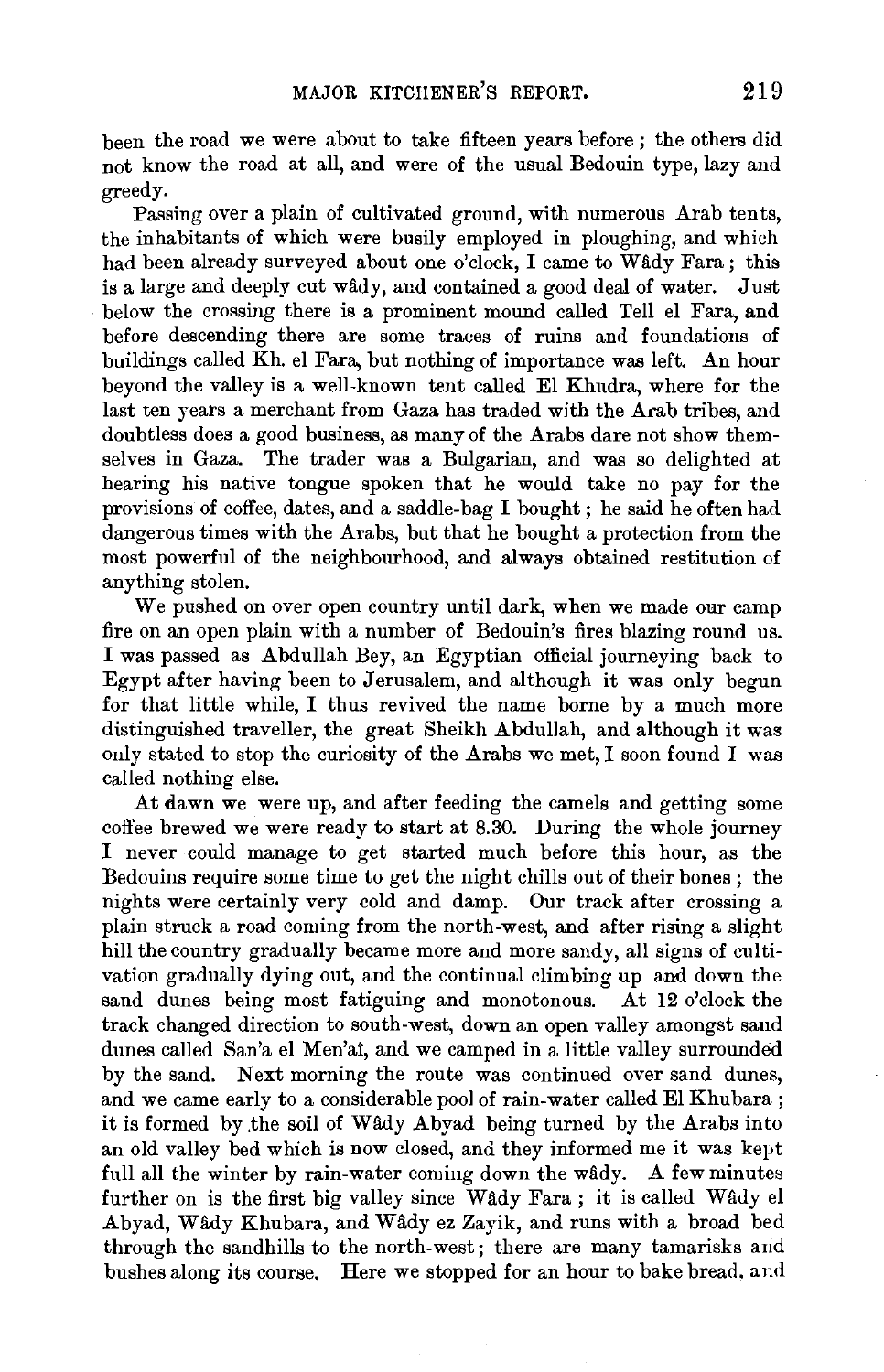been the road we were about to take fifteen years before; the others did not know the road at all, and were of the usual Bedouin type, lazy and greedy.

Passing over a plain of cultivated ground, with numerous Arab tents, the inhabitants of which were busily employed in ploughing, and which had been already surveyed about one o'clock, I came to Wâdy Fara; this is a large and deeply cut wâdy, and contained a good deal of water. Just below the crossing there is a prominent mound called Tell el Fara, and before descending there are some traces of ruins and foundations of buildings called Kh. el Fara, but nothing of importance was left. An hour beyond the valley is a well-known tent called El Khudra, where for the last ten years a merchant from Gaza has traded with the Arab tribes, and doubtless does a good business, as many of the Arabs dare not show themselves in Gaza. The trader was a Bulgarian, and was so delighted at hearing his native tongue spoken that he would take no pay for the provisions of coffee, dates, and a saddle-bag I bought; he said he often had dangerous times with the Arabs, but that he bought a protection from the most powerful of the neighbourhood, and always obtained restitution of anything stolen.

We pushed on over open country until dark, when we made our camp fire on an open plain with a number of Bedouin's fires blazing round us. I was passed as Abdullah Bey, an Egyptian official journeying back to Egypt after having been to Jerusalem, and although it was only begun for that little while, I thus revived the name borne by a much more distinguished traveller, the great Sheikh Abdullah, and although it was only stated to stop the curiosity of the Arabs we met, I soon found I was called nothing else.

At dawn we were up, and after feeding the camels and getting some coffee brewed we were ready to start at 8.30. During the whole journey I never could manage to get started much before this hour, as the Bedouins require some time to get the night chills out of their bones; the nights were certainly very cold and damp. Our track after crossing a plain struck a road coming from the north-west, and after rising a slight hill the country gradually became more and more sandy, all signs of cultivation gradually dying out, and the continual climbing up and down the sand dunes being most fatiguing and monotonous. At 12 o'clock the track changed direction to south-west, down an open valley amongst sand dunes called San'a el Men'aî, and we camped in a little valley surrounded by the sand. Next morning the route was continued over sand dunes, and we came early to a considerable pool of rain-water called El Khubara; it is formed by the soil of Wâdy Abyad being turned by the Arabs into an old valley bed which is now closed, and they informed me it was kept full all the winter by rain-water coming down the wâdy. A few minutes further on is the first big valley since Wâdy Fara; it is called Wâdy el Abyad, Wâdy Khubara, and Wâdy ez Zayik, and runs with a broad bed through the sandhills to the north-west; there are many tamarisks and bushes along its course. Here we stopped for an hour to bake bread, and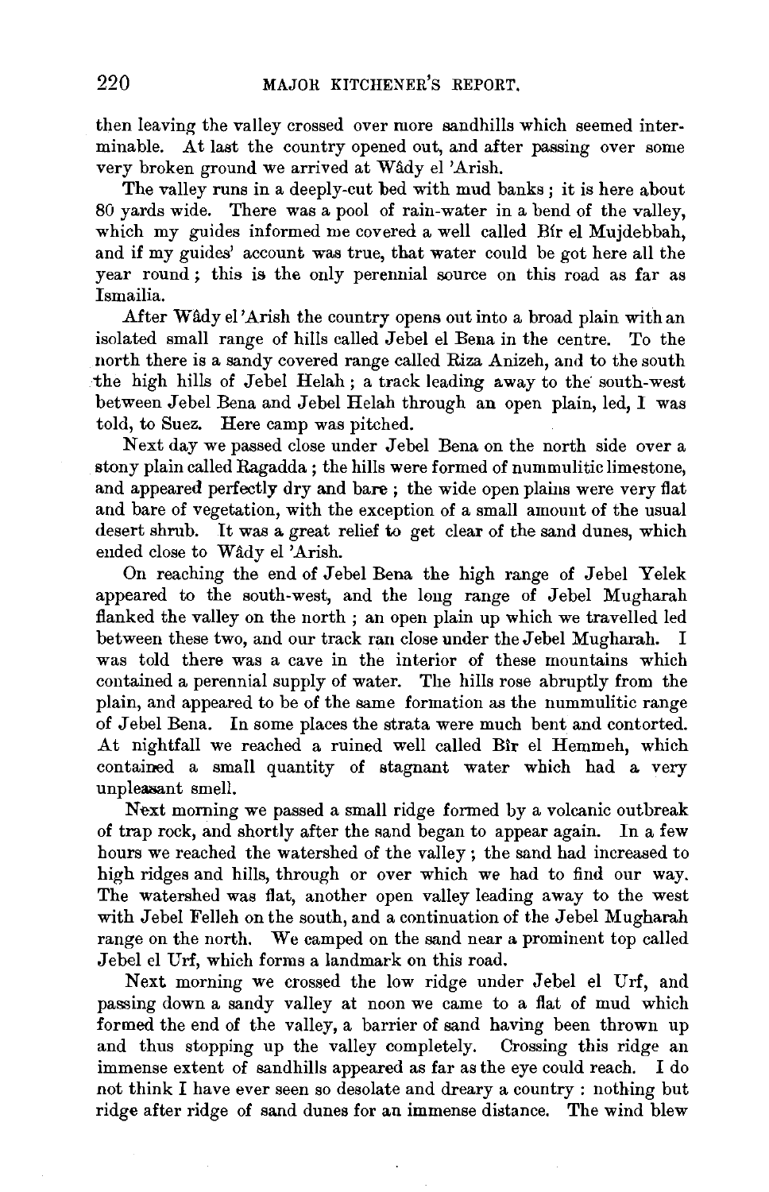then leaving the valley crossed over more sandhills which seemed interminable. At last the country opened out, and after passing over some very broken ground we arrived at Wâdy el 'Arish.

The valley runs in a deeply-cut bed with mud banks; it is here about 80 yards wide. There was a pool of rain-water in a bend of the valley, which my guides informed me covered a well called Bír el Mujdebbah, and if my guides' account was true, that water could be got here all the year round; this is the only perennial source on this road as far as Ismailia.

After Wâdy el 'Arish the country opens out into a broad plain with an isolated small range of hills called Jebel el Bena in the centre. To the north there is a sandy covered range called Riza Anizeh, and to the south the high hills of Jebel Helah; a track leading away to the south-west between Jebel Bena and Jebel Helah through an open plain, led, I was told, to Suez. Here camp was pitched.

Next day we passed close under Jebel Bena on the north side over a stony plain called Ragadda; the hills were formed of nummulitic limestone, and appeared perfectly dry and bare; the wide open plains were very flat and bare of vegetation, with the exception of a small amount of the usual desert shrub. It was a great relief to get clear of the sand dunes, which ended close to Wâdy el 'Arish.

On reaching the end of Jebel Bena the high range of Jebel Yelek appeared to the south-west, and the long range of Jebel Mugharah flanked the valley on the north; an open plain up which we travelled led between these two, and our track ran close under the Jebel Mugharah. I was told there was a cave in the interior of these mountains which contained a perennial supply of water. The hills rose abruptly from the plain, and appeared to be of the same formation as the nummulitic range of Jebel Bena. In some places the strata were much bent and contorted. At nightfall we reached a ruined well called Bîr el Hemmeh, which contained a small quantity of stagnant water which had a very unpleasant smell.

Next morning we passed a small ridge formed by a volcanic outbreak of trap rock, and shortly after the sand began to appear again. In a few hours we reached the watershed of the valley; the sand had increased to high ridges and hills, through or over which we had to find our way. The watershed was flat, another open valley leading away to the west with Jebel Felleh on the south, and a continuation of the Jebel Mugharah range on the north. We camped on the sand near a prominent top called Jebel el Urf, which forms a landmark on this road.

Next morning we crossed the low ridge under Jebel el Urf, and passing down a sandy valley at noon we came to a flat of mud which formed the end of the valley, a barrier of sand having been thrown up and thus stopping up the valley completely. Crossing this ridge an immense extent of sandhills appeared as far as the eye could reach. I do not think I have ever seen so desolate and dreary a country: nothing but ridge after ridge of sand dunes for an immense distance. The wind blew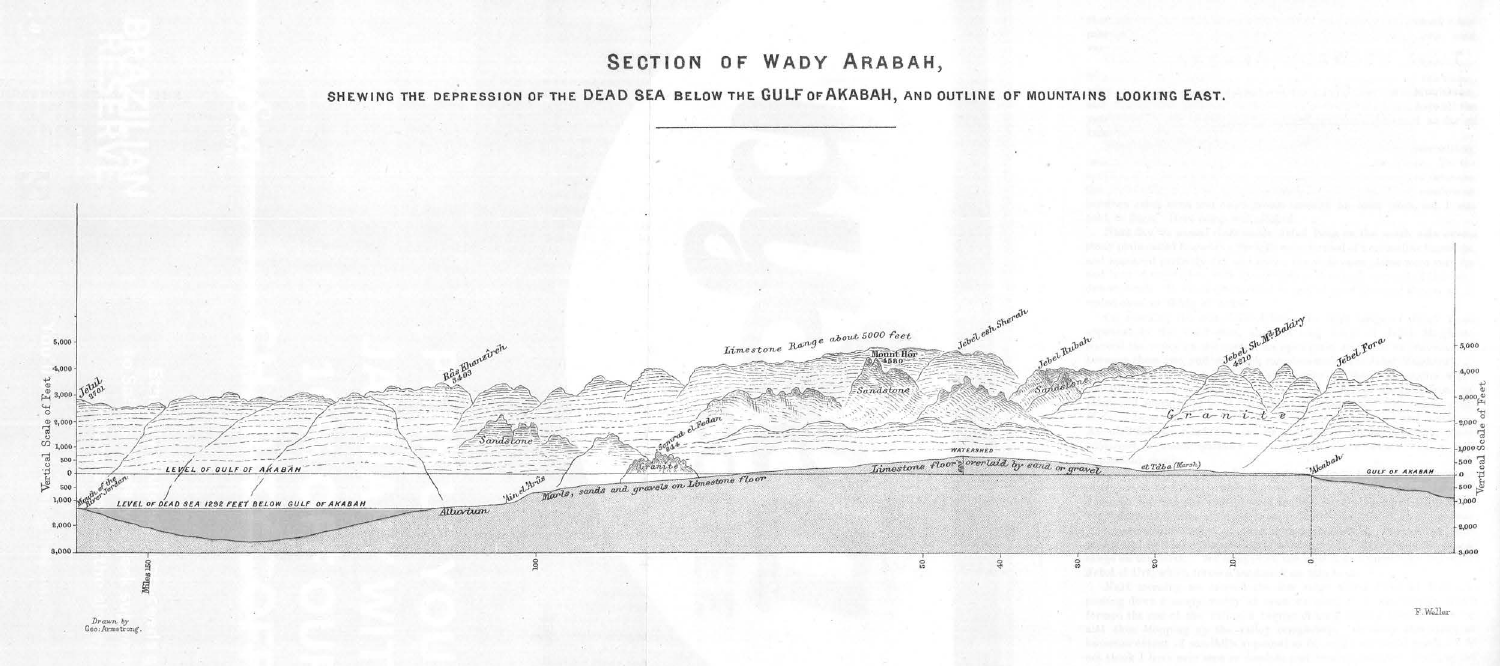# SECTION OF WADY ARABAH,

## SHEWING THE DEPRESSION OF THE DEAD SEA BELOW THE GULF OF AKABAH, AND OUTLINE OF MOUNTAINS LOOKING EAST.

Drawn by Geo. Armstrong.

F. Weller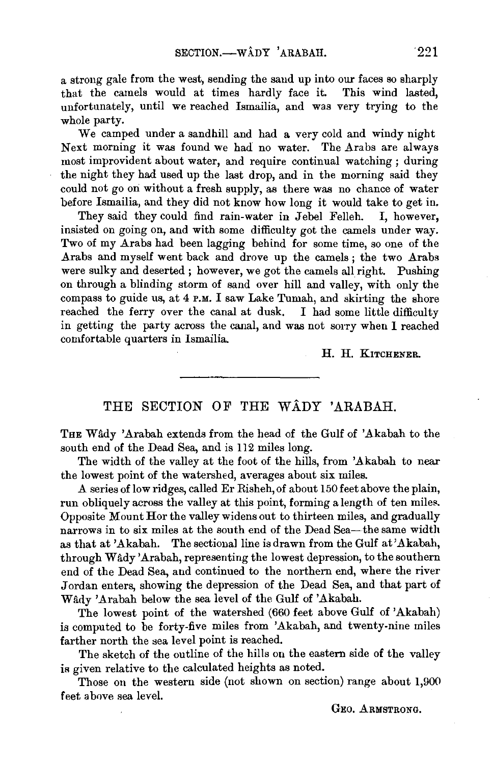a strong gale from the west, sending the sand up into our faces so sharply that the camels would at times hardly face it. This wind lasted, unfortunately, until we reached Ismailia, and was very trying to the whole party.

We camped under a sandhill and had a very cold and windy night Next morning it was found we had no water. The Arabs are always most improvident about water, and require continual watching; during the night they had used up the last drop, and in the morning said they could not go on without a fresh supply, as there was no chance of water before Ismailia, and they did not know how long it would take to get in.

They said they could find rain-water in Jebel Felleh. I, however, insisted on going on, and with some difficulty got the camels under way. Two of my Arabs had been lagging behind for some time, so one of the Arabs and myself went back and drove up the camels; the two Arabs were sulky and deserted; however, we got the camels all right. Pushing on through a blinding storm of sand over hill and valley, with only the compass to guide us, at 4 P.M. I saw Lake Tumah, and skirting the shore reached the ferry over the canal at dusk. I had some little difficulty in getting the party across the canal, and was not sorry when I reached comfortable quarters in Ismailia.

H. H. KITCHENER.

---

## THE SECTION OF THE WÂDY 'ARABAH.

THE Wâdy 'Arabah extends from the head of the Gulf of 'Akabah to the south end of the Dead Sea, and is 112 miles long.

The width of the valley at the foot of the hills, from 'Akabah to near the lowest point of the watershed, averages about six miles.

A series of low ridges, called Er Risheh, of about 150 feet above the plain, run obliquely across the valley at this point, forming a length of ten miles. Opposite Mount Hor the valley widens out to thirteen miles, and gradually narrows in to six miles at the south end of the Dead Sea—the same width as that at 'Akabah. The sectional line is drawn from the Gulf at 'Akabah, through Wâdy 'Arabah, representing the lowest depression, to the southern end of the Dead Sea, and continued to the northern end, where the river Jordan enters, showing the depression of the Dead Sea, and that part of Wâdy 'Arabah below the sea level of the Gulf of 'Akabah.

The lowest point of the watershed (660 feet above Gulf of 'Akabah) is computed to be forty-five miles from 'Akabah, and twenty-nine miles farther north the sea level point is reached.

The sketch of the outline of the hills on the eastern side of the valley is given relative to the calculated heights as noted.

Those on the western side (not shown on section) range about 1,900 feet above sea level.

GEO. ARMSTRONG.